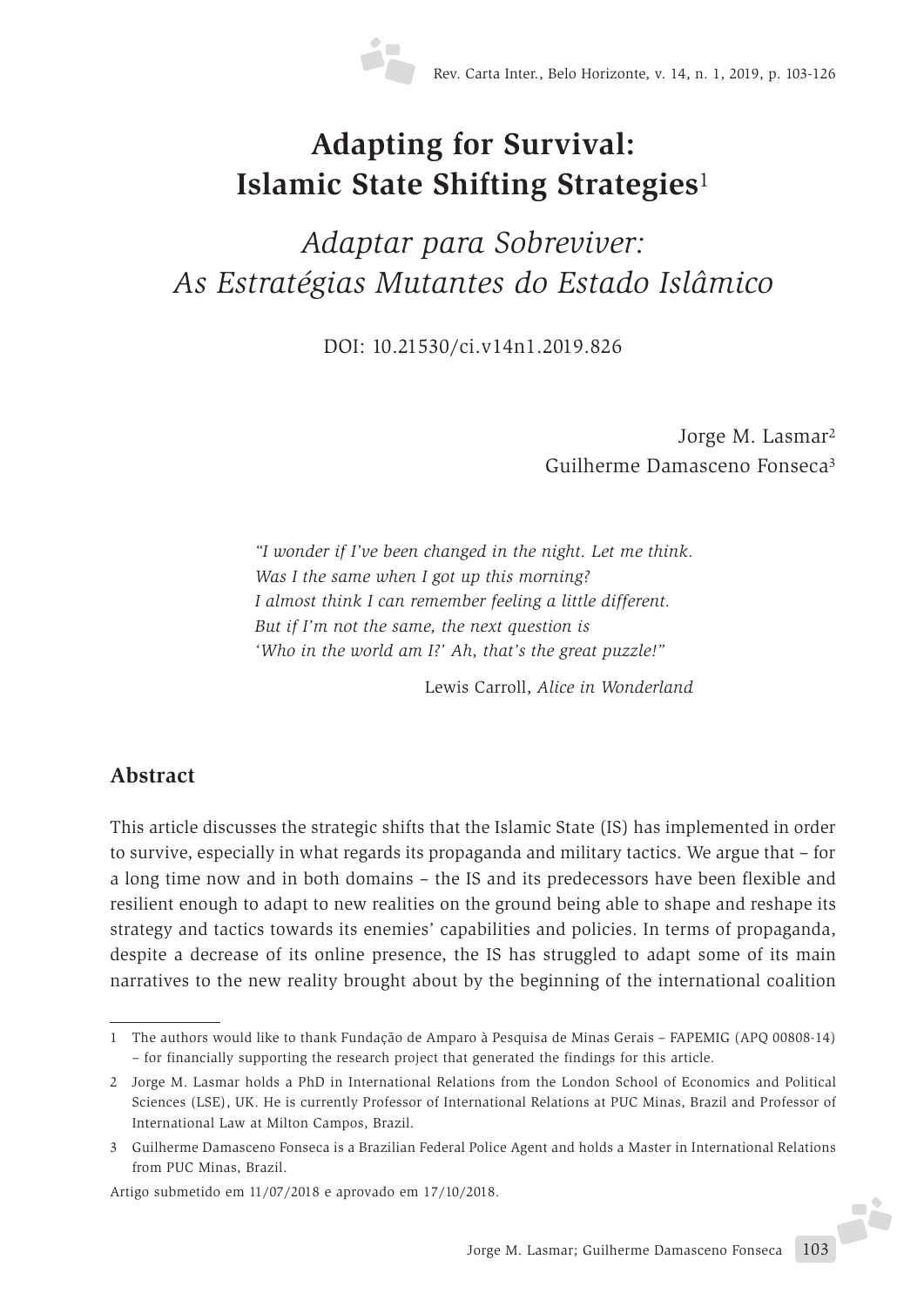# Adapting for Survival: Islamic State Shifting Strategies[1]

## *Adaptar para Sobreviver: As Estratégias Mutantes do Estado Islâmico*

DOI: 10.21530/ci.v14n1.2019.826

Jorge M. Lasmar[2]
Guilherme Damasceno Fonseca[3]

> *"I wonder if I've been changed in the night. Let me think.*
> *Was I the same when I got up this morning?*
> *I almost think I can remember feeling a little different.*
> *But if I'm not the same, the next question is*
> *'Who in the world am I?' Ah, that's the great puzzle!"*
>
> Lewis Carroll, *Alice in Wonderland*

## Abstract

This article discusses the strategic shifts that the Islamic State (IS) has implemented in order to survive, especially in what regards its propaganda and military tactics. We argue that – for a long time now and in both domains – the IS and its predecessors have been flexible and resilient enough to adapt to new realities on the ground being able to shape and reshape its strategy and tactics towards its enemies' capabilities and policies. In terms of propaganda, despite a decrease of its online presence, the IS has struggled to adapt some of its main narratives to the new reality brought about by the beginning of the international coalition

---

1 The authors would like to thank Fundação de Amparo à Pesquisa de Minas Gerais – FAPEMIG (APQ 00808-14) – for financially supporting the research project that generated the findings for this article.

2 Jorge M. Lasmar holds a PhD in International Relations from the London School of Economics and Political Sciences (LSE), UK. He is currently Professor of International Relations at PUC Minas, Brazil and Professor of International Law at Milton Campos, Brazil.

3 Guilherme Damasceno Fonseca is a Brazilian Federal Police Agent and holds a Master in International Relations from PUC Minas, Brazil.

Artigo submetido em 11/07/2018 e aprovado em 17/10/2018.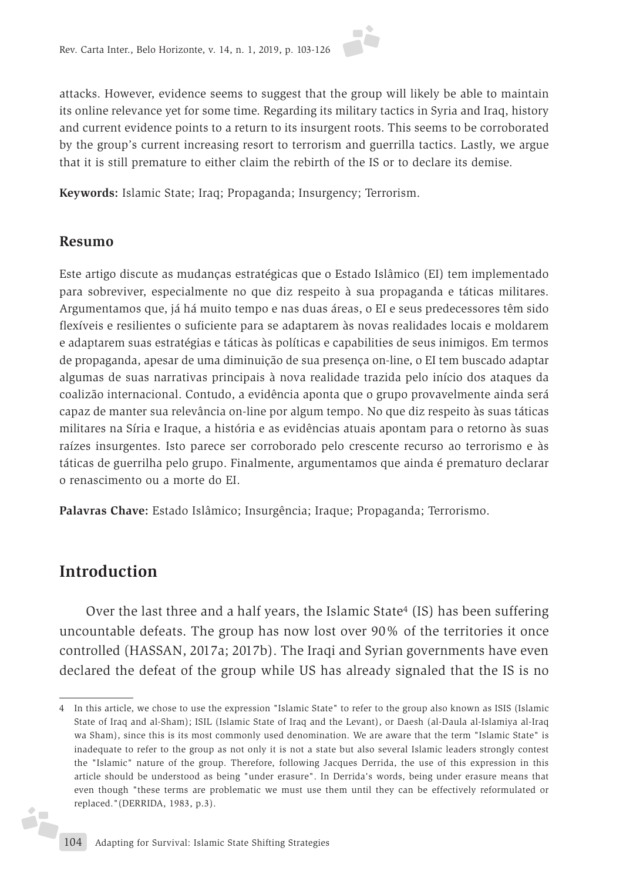attacks. However, evidence seems to suggest that the group will likely be able to maintain its online relevance yet for some time. Regarding its military tactics in Syria and Iraq, history and current evidence points to a return to its insurgent roots. This seems to be corroborated by the group's current increasing resort to terrorism and guerrilla tactics. Lastly, we argue that it is still premature to either claim the rebirth of the IS or to declare its demise.

**Keywords:** Islamic State; Iraq; Propaganda; Insurgency; Terrorism.

## Resumo

Este artigo discute as mudanças estratégicas que o Estado Islâmico (EI) tem implementado para sobreviver, especialmente no que diz respeito à sua propaganda e táticas militares. Argumentamos que, já há muito tempo e nas duas áreas, o EI e seus predecessores têm sido flexíveis e resilientes o suficiente para se adaptarem às novas realidades locais e moldarem e adaptarem suas estratégias e táticas às políticas e capabilities de seus inimigos. Em termos de propaganda, apesar de uma diminuição de sua presença on-line, o EI tem buscado adaptar algumas de suas narrativas principais à nova realidade trazida pelo início dos ataques da coalizão internacional. Contudo, a evidência aponta que o grupo provavelmente ainda será capaz de manter sua relevância on-line por algum tempo. No que diz respeito às suas táticas militares na Síria e Iraque, a história e as evidências atuais apontam para o retorno às suas raízes insurgentes. Isto parece ser corroborado pelo crescente recurso ao terrorismo e às táticas de guerrilha pelo grupo. Finalmente, argumentamos que ainda é prematuro declarar o renascimento ou a morte do EI.

**Palavras Chave:** Estado Islâmico; Insurgência; Iraque; Propaganda; Terrorismo.

# Introduction

Over the last three and a half years, the Islamic State[4] (IS) has been suffering uncountable defeats. The group has now lost over 90% of the territories it once controlled (HASSAN, 2017a; 2017b). The Iraqi and Syrian governments have even declared the defeat of the group while US has already signaled that the IS is no

---

4 In this article, we chose to use the expression "Islamic State" to refer to the group also known as ISIS (Islamic State of Iraq and al-Sham); ISIL (Islamic State of Iraq and the Levant), or Daesh (al-Daula al-Islamiya al-Iraq wa Sham), since this is its most commonly used denomination. We are aware that the term "Islamic State" is inadequate to refer to the group as not only it is not a state but also several Islamic leaders strongly contest the "Islamic" nature of the group. Therefore, following Jacques Derrida, the use of this expression in this article should be understood as being "under erasure". In Derrida's words, being under erasure means that even though "these terms are problematic we must use them until they can be effectively reformulated or replaced."(DERRIDA, 1983, p.3).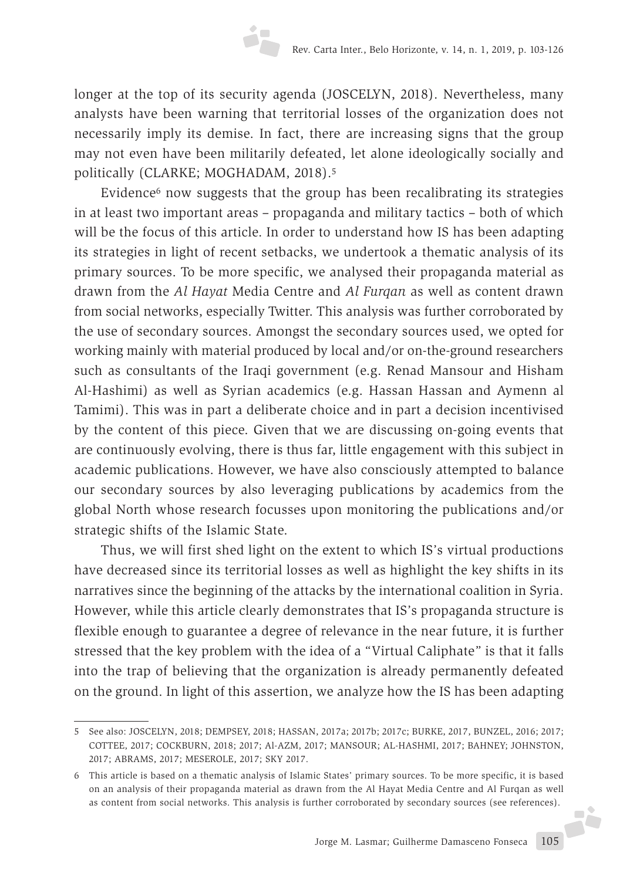longer at the top of its security agenda (JOSCELYN, 2018). Nevertheless, many analysts have been warning that territorial losses of the organization does not necessarily imply its demise. In fact, there are increasing signs that the group may not even have been militarily defeated, let alone ideologically socially and politically (CLARKE; MOGHADAM, 2018).[5]

Evidence[6] now suggests that the group has been recalibrating its strategies in at least two important areas – propaganda and military tactics – both of which will be the focus of this article. In order to understand how IS has been adapting its strategies in light of recent setbacks, we undertook a thematic analysis of its primary sources. To be more specific, we analysed their propaganda material as drawn from the *Al Hayat* Media Centre and *Al Furqan* as well as content drawn from social networks, especially Twitter. This analysis was further corroborated by the use of secondary sources. Amongst the secondary sources used, we opted for working mainly with material produced by local and/or on-the-ground researchers such as consultants of the Iraqi government (e.g. Renad Mansour and Hisham Al-Hashimi) as well as Syrian academics (e.g. Hassan Hassan and Aymenn al Tamimi). This was in part a deliberate choice and in part a decision incentivised by the content of this piece. Given that we are discussing on-going events that are continuously evolving, there is thus far, little engagement with this subject in academic publications. However, we have also consciously attempted to balance our secondary sources by also leveraging publications by academics from the global North whose research focusses upon monitoring the publications and/or strategic shifts of the Islamic State.

Thus, we will first shed light on the extent to which IS's virtual productions have decreased since its territorial losses as well as highlight the key shifts in its narratives since the beginning of the attacks by the international coalition in Syria. However, while this article clearly demonstrates that IS's propaganda structure is flexible enough to guarantee a degree of relevance in the near future, it is further stressed that the key problem with the idea of a "Virtual Caliphate" is that it falls into the trap of believing that the organization is already permanently defeated on the ground. In light of this assertion, we analyze how the IS has been adapting

---

5 See also: JOSCELYN, 2018; DEMPSEY, 2018; HASSAN, 2017a; 2017b; 2017c; BURKE, 2017, BUNZEL, 2016; 2017; COTTEE, 2017; COCKBURN, 2018; 2017; Al-AZM, 2017; MANSOUR; AL-HASHMI, 2017; BAHNEY; JOHNSTON, 2017; ABRAMS, 2017; MESEROLE, 2017; SKY 2017.

6 This article is based on a thematic analysis of Islamic States' primary sources. To be more specific, it is based on an analysis of their propaganda material as drawn from the Al Hayat Media Centre and Al Furqan as well as content from social networks. This analysis is further corroborated by secondary sources (see references).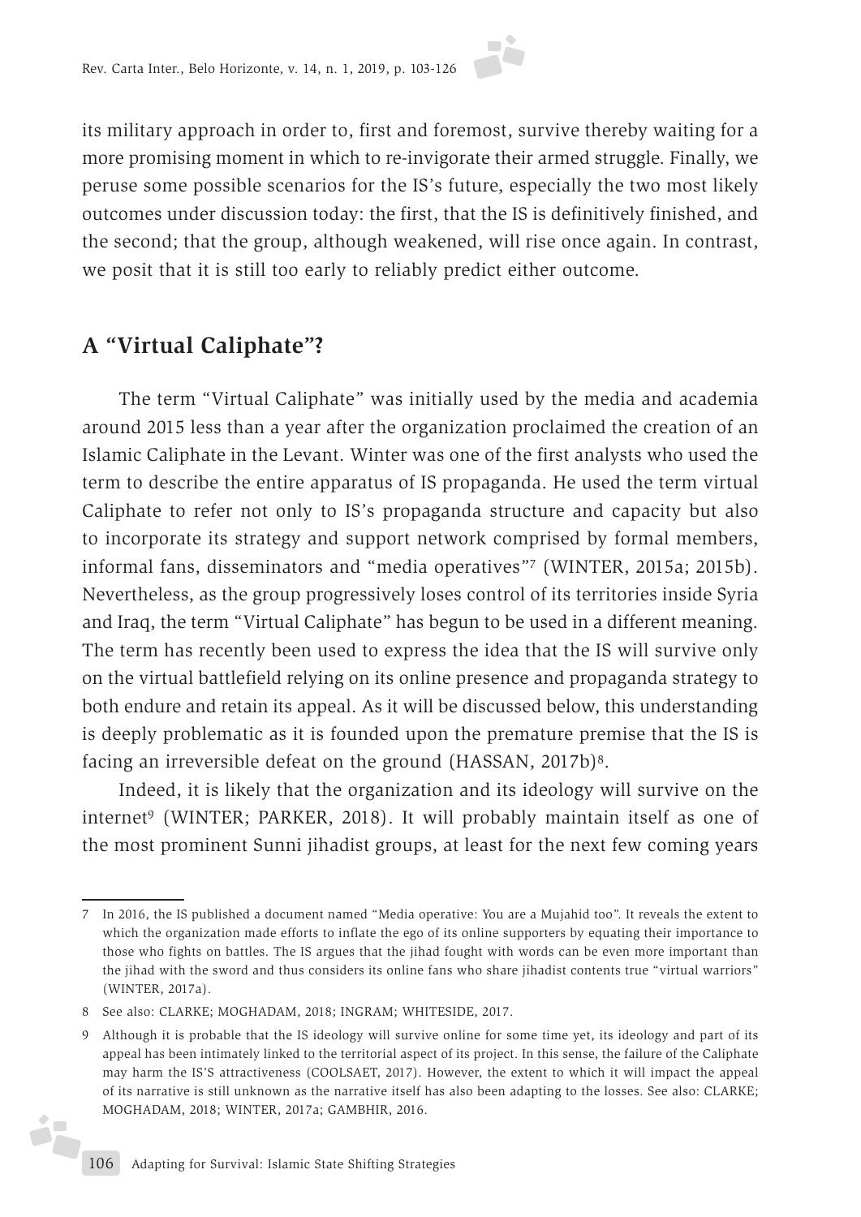its military approach in order to, first and foremost, survive thereby waiting for a more promising moment in which to re-invigorate their armed struggle. Finally, we peruse some possible scenarios for the IS's future, especially the two most likely outcomes under discussion today: the first, that the IS is definitively finished, and the second; that the group, although weakened, will rise once again. In contrast, we posit that it is still too early to reliably predict either outcome.

## A "Virtual Caliphate"?

The term "Virtual Caliphate" was initially used by the media and academia around 2015 less than a year after the organization proclaimed the creation of an Islamic Caliphate in the Levant. Winter was one of the first analysts who used the term to describe the entire apparatus of IS propaganda. He used the term virtual Caliphate to refer not only to IS's propaganda structure and capacity but also to incorporate its strategy and support network comprised by formal members, informal fans, disseminators and "media operatives"[7] (WINTER, 2015a; 2015b). Nevertheless, as the group progressively loses control of its territories inside Syria and Iraq, the term "Virtual Caliphate" has begun to be used in a different meaning. The term has recently been used to express the idea that the IS will survive only on the virtual battlefield relying on its online presence and propaganda strategy to both endure and retain its appeal. As it will be discussed below, this understanding is deeply problematic as it is founded upon the premature premise that the IS is facing an irreversible defeat on the ground (HASSAN, 2017b)[8].

Indeed, it is likely that the organization and its ideology will survive on the internet[9] (WINTER; PARKER, 2018). It will probably maintain itself as one of the most prominent Sunni jihadist groups, at least for the next few coming years

---

7 In 2016, the IS published a document named "Media operative: You are a Mujahid too". It reveals the extent to which the organization made efforts to inflate the ego of its online supporters by equating their importance to those who fights on battles. The IS argues that the jihad fought with words can be even more important than the jihad with the sword and thus considers its online fans who share jihadist contents true "virtual warriors" (WINTER, 2017a).

8 See also: CLARKE; MOGHADAM, 2018; INGRAM; WHITESIDE, 2017.

9 Although it is probable that the IS ideology will survive online for some time yet, its ideology and part of its appeal has been intimately linked to the territorial aspect of its project. In this sense, the failure of the Caliphate may harm the IS'S attractiveness (COOLSAET, 2017). However, the extent to which it will impact the appeal of its narrative is still unknown as the narrative itself has also been adapting to the losses. See also: CLARKE; MOGHADAM, 2018; WINTER, 2017a; GAMBHIR, 2016.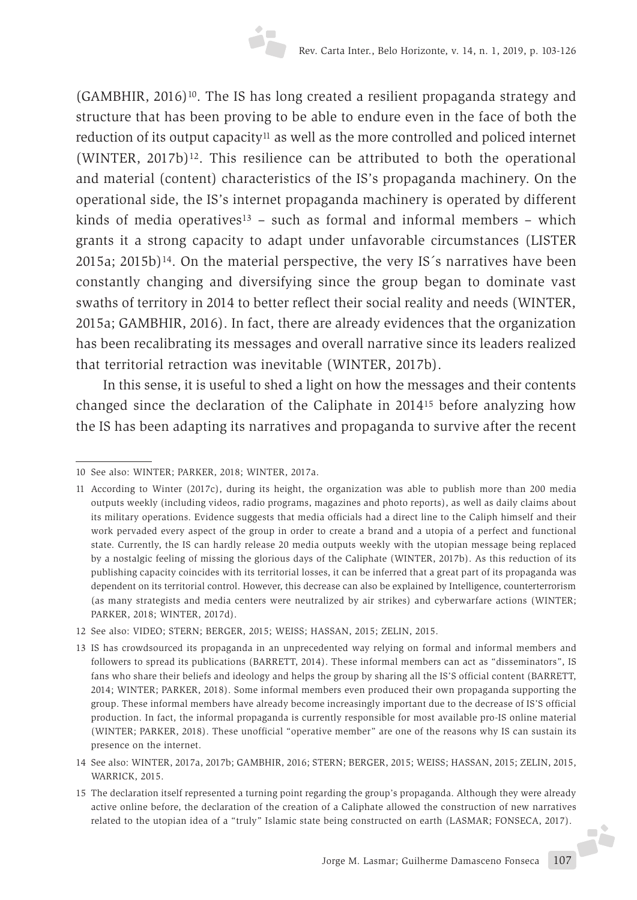(GAMBHIR, 2016)[10]. The IS has long created a resilient propaganda strategy and structure that has been proving to be able to endure even in the face of both the reduction of its output capacity[11] as well as the more controlled and policed internet (WINTER, 2017b)[12]. This resilience can be attributed to both the operational and material (content) characteristics of the IS's propaganda machinery. On the operational side, the IS's internet propaganda machinery is operated by different kinds of media operatives[13] – such as formal and informal members – which grants it a strong capacity to adapt under unfavorable circumstances (LISTER 2015a; 2015b)[14]. On the material perspective, the very IS´s narratives have been constantly changing and diversifying since the group began to dominate vast swaths of territory in 2014 to better reflect their social reality and needs (WINTER, 2015a; GAMBHIR, 2016). In fact, there are already evidences that the organization has been recalibrating its messages and overall narrative since its leaders realized that territorial retraction was inevitable (WINTER, 2017b).

In this sense, it is useful to shed a light on how the messages and their contents changed since the declaration of the Caliphate in 2014[15] before analyzing how the IS has been adapting its narratives and propaganda to survive after the recent

---

10 See also: WINTER; PARKER, 2018; WINTER, 2017a.

11 According to Winter (2017c), during its height, the organization was able to publish more than 200 media outputs weekly (including videos, radio programs, magazines and photo reports), as well as daily claims about its military operations. Evidence suggests that media officials had a direct line to the Caliph himself and their work pervaded every aspect of the group in order to create a brand and a utopia of a perfect and functional state. Currently, the IS can hardly release 20 media outputs weekly with the utopian message being replaced by a nostalgic feeling of missing the glorious days of the Caliphate (WINTER, 2017b). As this reduction of its publishing capacity coincides with its territorial losses, it can be inferred that a great part of its propaganda was dependent on its territorial control. However, this decrease can also be explained by Intelligence, counterterrorism (as many strategists and media centers were neutralized by air strikes) and cyberwarfare actions (WINTER; PARKER, 2018; WINTER, 2017d).

12 See also: VIDEO; STERN; BERGER, 2015; WEISS; HASSAN, 2015; ZELIN, 2015.

13 IS has crowdsourced its propaganda in an unprecedented way relying on formal and informal members and followers to spread its publications (BARRETT, 2014). These informal members can act as "disseminators", IS fans who share their beliefs and ideology and helps the group by sharing all the IS'S official content (BARRETT, 2014; WINTER; PARKER, 2018). Some informal members even produced their own propaganda supporting the group. These informal members have already become increasingly important due to the decrease of IS'S official production. In fact, the informal propaganda is currently responsible for most available pro-IS online material (WINTER; PARKER, 2018). These unofficial "operative member" are one of the reasons why IS can sustain its presence on the internet.

14 See also: WINTER, 2017a, 2017b; GAMBHIR, 2016; STERN; BERGER, 2015; WEISS; HASSAN, 2015; ZELIN, 2015, WARRICK, 2015.

15 The declaration itself represented a turning point regarding the group's propaganda. Although they were already active online before, the declaration of the creation of a Caliphate allowed the construction of new narratives related to the utopian idea of a "truly" Islamic state being constructed on earth (LASMAR; FONSECA, 2017).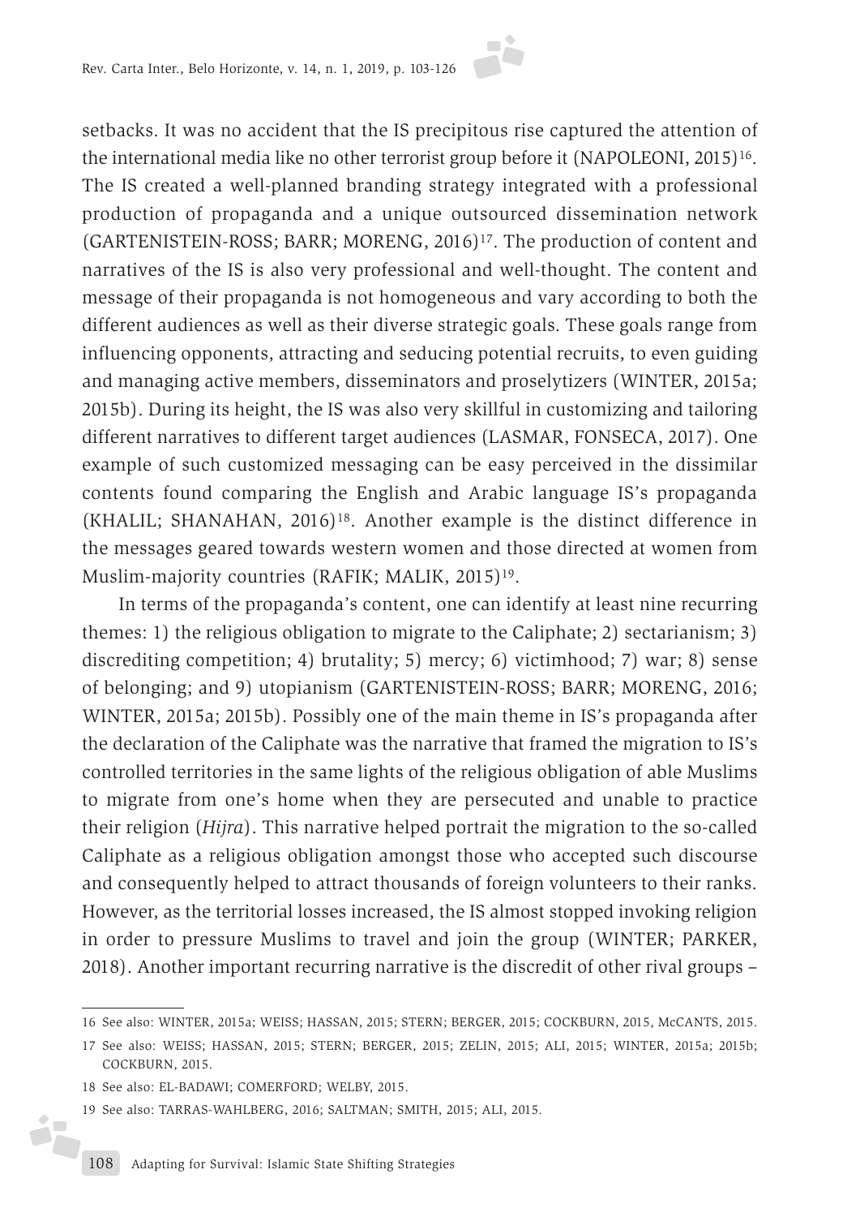setbacks. It was no accident that the IS precipitous rise captured the attention of the international media like no other terrorist group before it (NAPOLEONI, 2015)[16]. The IS created a well-planned branding strategy integrated with a professional production of propaganda and a unique outsourced dissemination network (GARTENISTEIN-ROSS; BARR; MORENG, 2016)[17]. The production of content and narratives of the IS is also very professional and well-thought. The content and message of their propaganda is not homogeneous and vary according to both the different audiences as well as their diverse strategic goals. These goals range from influencing opponents, attracting and seducing potential recruits, to even guiding and managing active members, disseminators and proselytizers (WINTER, 2015a; 2015b). During its height, the IS was also very skillful in customizing and tailoring different narratives to different target audiences (LASMAR, FONSECA, 2017). One example of such customized messaging can be easy perceived in the dissimilar contents found comparing the English and Arabic language IS's propaganda (KHALIL; SHANAHAN, 2016)[18]. Another example is the distinct difference in the messages geared towards western women and those directed at women from Muslim-majority countries (RAFIK; MALIK, 2015)[19].

In terms of the propaganda's content, one can identify at least nine recurring themes: 1) the religious obligation to migrate to the Caliphate; 2) sectarianism; 3) discrediting competition; 4) brutality; 5) mercy; 6) victimhood; 7) war; 8) sense of belonging; and 9) utopianism (GARTENISTEIN-ROSS; BARR; MORENG, 2016; WINTER, 2015a; 2015b). Possibly one of the main theme in IS's propaganda after the declaration of the Caliphate was the narrative that framed the migration to IS's controlled territories in the same lights of the religious obligation of able Muslims to migrate from one's home when they are persecuted and unable to practice their religion (*Hijra*). This narrative helped portrait the migration to the so-called Caliphate as a religious obligation amongst those who accepted such discourse and consequently helped to attract thousands of foreign volunteers to their ranks. However, as the territorial losses increased, the IS almost stopped invoking religion in order to pressure Muslims to travel and join the group (WINTER; PARKER, 2018). Another important recurring narrative is the discredit of other rival groups –

---

16 See also: WINTER, 2015a; WEISS; HASSAN, 2015; STERN; BERGER, 2015; COCKBURN, 2015, McCANTS, 2015.

17 See also: WEISS; HASSAN, 2015; STERN; BERGER, 2015; ZELIN, 2015; ALI, 2015; WINTER, 2015a; 2015b; COCKBURN, 2015.

18 See also: EL-BADAWI; COMERFORD; WELBY, 2015.

19 See also: TARRAS-WAHLBERG, 2016; SALTMAN; SMITH, 2015; ALI, 2015.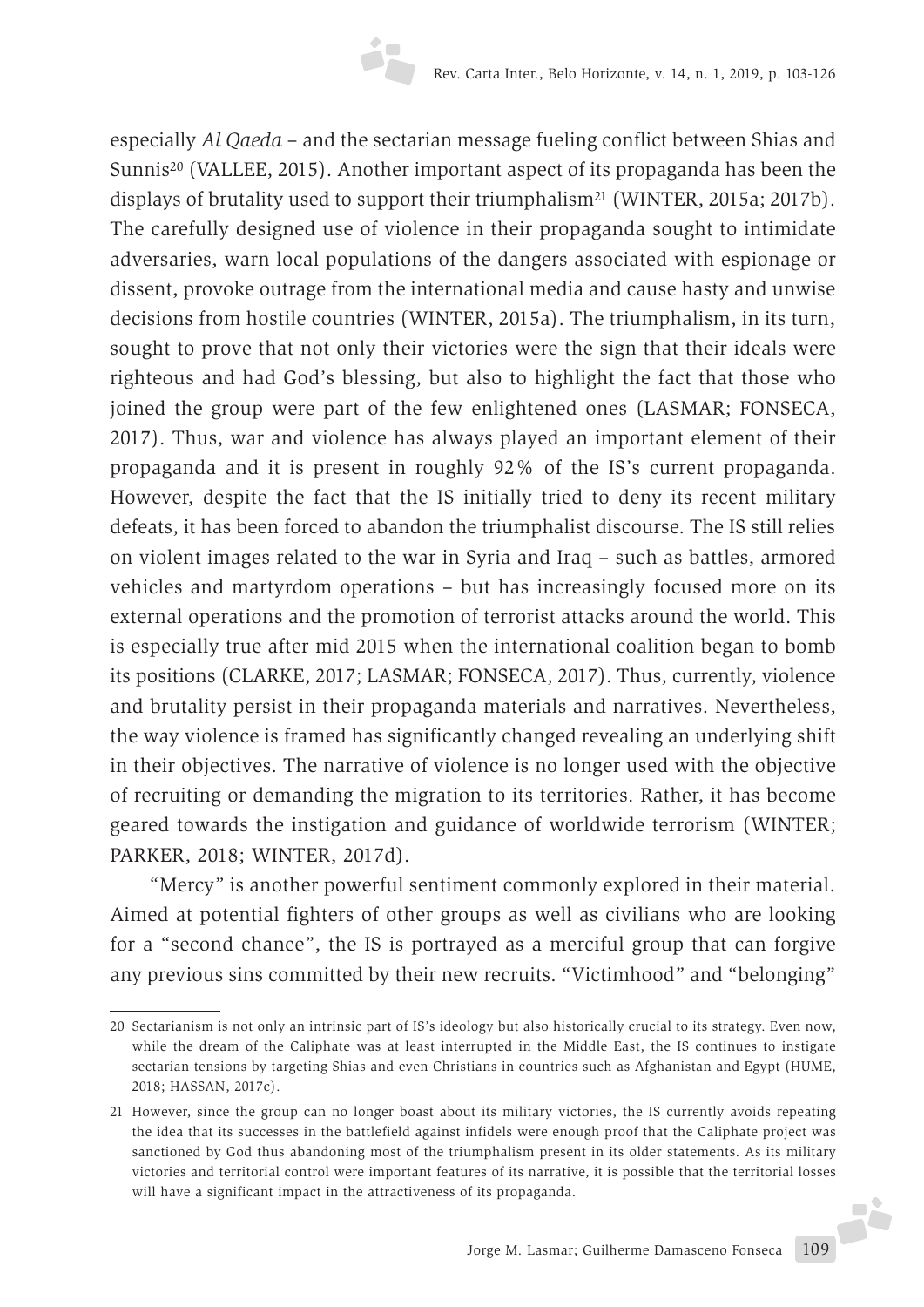especially *Al Qaeda* – and the sectarian message fueling conflict between Shias and Sunnis[20] (VALLEE, 2015). Another important aspect of its propaganda has been the displays of brutality used to support their triumphalism[21] (WINTER, 2015a; 2017b). The carefully designed use of violence in their propaganda sought to intimidate adversaries, warn local populations of the dangers associated with espionage or dissent, provoke outrage from the international media and cause hasty and unwise decisions from hostile countries (WINTER, 2015a). The triumphalism, in its turn, sought to prove that not only their victories were the sign that their ideals were righteous and had God's blessing, but also to highlight the fact that those who joined the group were part of the few enlightened ones (LASMAR; FONSECA, 2017). Thus, war and violence has always played an important element of their propaganda and it is present in roughly 92% of the IS's current propaganda. However, despite the fact that the IS initially tried to deny its recent military defeats, it has been forced to abandon the triumphalist discourse. The IS still relies on violent images related to the war in Syria and Iraq – such as battles, armored vehicles and martyrdom operations – but has increasingly focused more on its external operations and the promotion of terrorist attacks around the world. This is especially true after mid 2015 when the international coalition began to bomb its positions (CLARKE, 2017; LASMAR; FONSECA, 2017). Thus, currently, violence and brutality persist in their propaganda materials and narratives. Nevertheless, the way violence is framed has significantly changed revealing an underlying shift in their objectives. The narrative of violence is no longer used with the objective of recruiting or demanding the migration to its territories. Rather, it has become geared towards the instigation and guidance of worldwide terrorism (WINTER; PARKER, 2018; WINTER, 2017d).

"Mercy" is another powerful sentiment commonly explored in their material. Aimed at potential fighters of other groups as well as civilians who are looking for a "second chance", the IS is portrayed as a merciful group that can forgive any previous sins committed by their new recruits. "Victimhood" and "belonging"

---

20 Sectarianism is not only an intrinsic part of IS's ideology but also historically crucial to its strategy. Even now, while the dream of the Caliphate was at least interrupted in the Middle East, the IS continues to instigate sectarian tensions by targeting Shias and even Christians in countries such as Afghanistan and Egypt (HUME, 2018; HASSAN, 2017c).

21 However, since the group can no longer boast about its military victories, the IS currently avoids repeating the idea that its successes in the battlefield against infidels were enough proof that the Caliphate project was sanctioned by God thus abandoning most of the triumphalism present in its older statements. As its military victories and territorial control were important features of its narrative, it is possible that the territorial losses will have a significant impact in the attractiveness of its propaganda.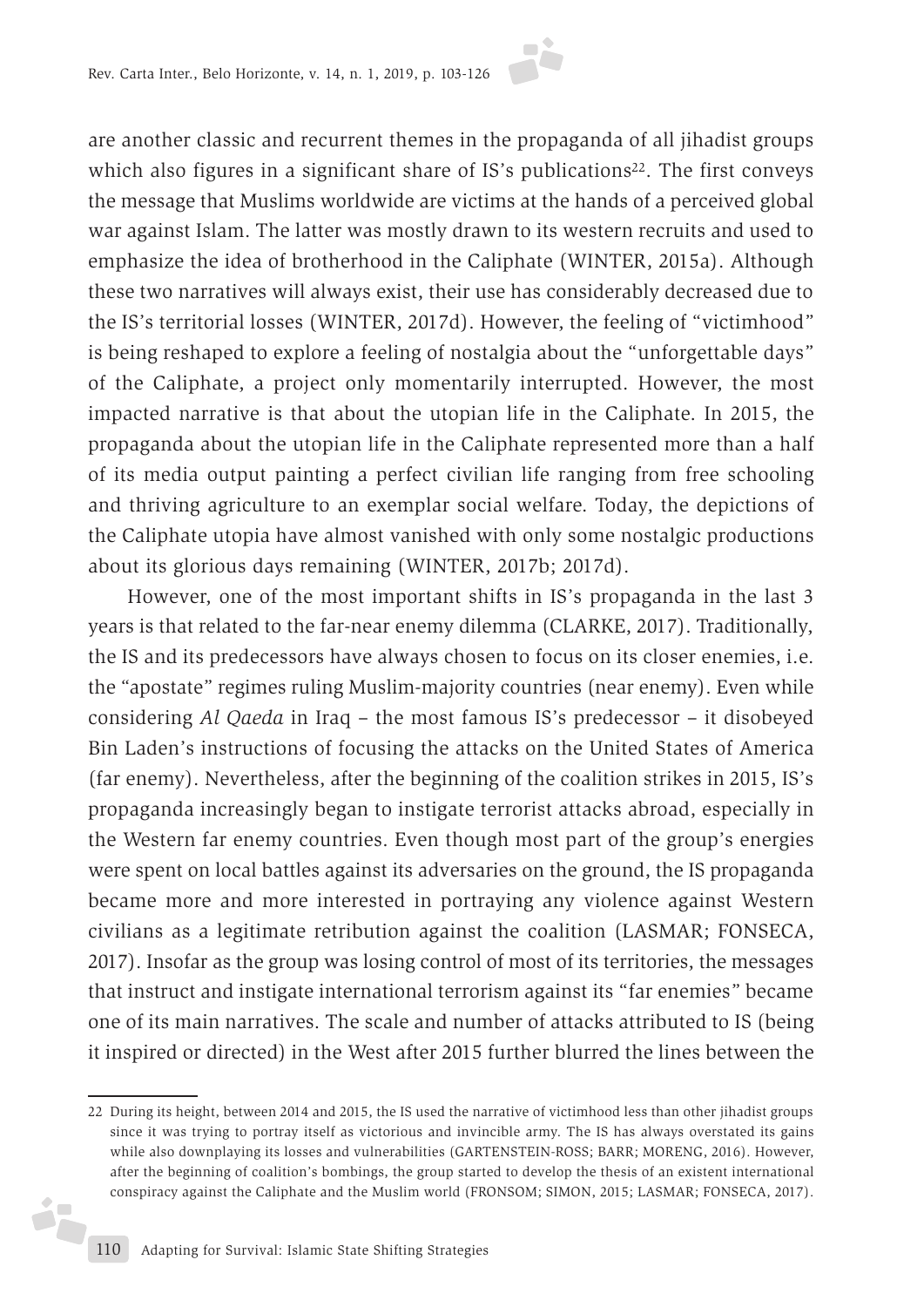are another classic and recurrent themes in the propaganda of all jihadist groups which also figures in a significant share of IS's publications[22]. The first conveys the message that Muslims worldwide are victims at the hands of a perceived global war against Islam. The latter was mostly drawn to its western recruits and used to emphasize the idea of brotherhood in the Caliphate (WINTER, 2015a). Although these two narratives will always exist, their use has considerably decreased due to the IS's territorial losses (WINTER, 2017d). However, the feeling of "victimhood" is being reshaped to explore a feeling of nostalgia about the "unforgettable days" of the Caliphate, a project only momentarily interrupted. However, the most impacted narrative is that about the utopian life in the Caliphate. In 2015, the propaganda about the utopian life in the Caliphate represented more than a half of its media output painting a perfect civilian life ranging from free schooling and thriving agriculture to an exemplar social welfare. Today, the depictions of the Caliphate utopia have almost vanished with only some nostalgic productions about its glorious days remaining (WINTER, 2017b; 2017d).

However, one of the most important shifts in IS's propaganda in the last 3 years is that related to the far-near enemy dilemma (CLARKE, 2017). Traditionally, the IS and its predecessors have always chosen to focus on its closer enemies, i.e. the "apostate" regimes ruling Muslim-majority countries (near enemy). Even while considering *Al Qaeda* in Iraq – the most famous IS's predecessor – it disobeyed Bin Laden's instructions of focusing the attacks on the United States of America (far enemy). Nevertheless, after the beginning of the coalition strikes in 2015, IS's propaganda increasingly began to instigate terrorist attacks abroad, especially in the Western far enemy countries. Even though most part of the group's energies were spent on local battles against its adversaries on the ground, the IS propaganda became more and more interested in portraying any violence against Western civilians as a legitimate retribution against the coalition (LASMAR; FONSECA, 2017). Insofar as the group was losing control of most of its territories, the messages that instruct and instigate international terrorism against its "far enemies" became one of its main narratives. The scale and number of attacks attributed to IS (being it inspired or directed) in the West after 2015 further blurred the lines between the

---

22 During its height, between 2014 and 2015, the IS used the narrative of victimhood less than other jihadist groups since it was trying to portray itself as victorious and invincible army. The IS has always overstated its gains while also downplaying its losses and vulnerabilities (GARTENSTEIN-ROSS; BARR; MORENG, 2016). However, after the beginning of coalition's bombings, the group started to develop the thesis of an existent international conspiracy against the Caliphate and the Muslim world (FRONSOM; SIMON, 2015; LASMAR; FONSECA, 2017).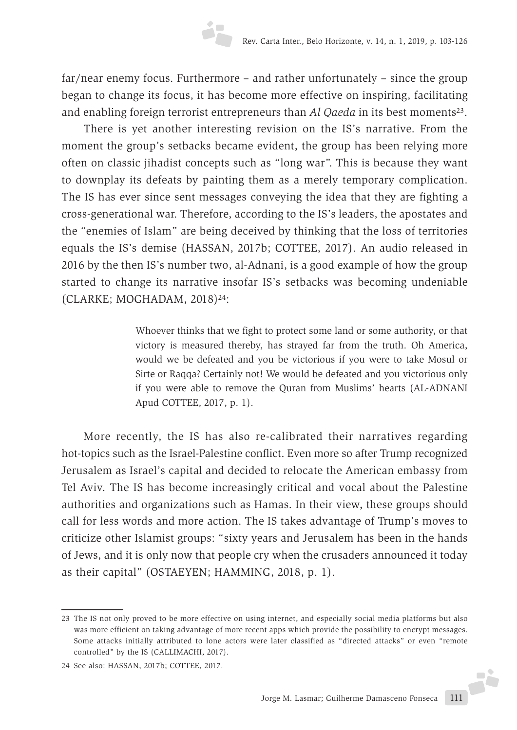far/near enemy focus. Furthermore – and rather unfortunately – since the group began to change its focus, it has become more effective on inspiring, facilitating and enabling foreign terrorist entrepreneurs than *Al Qaeda* in its best moments[23].

There is yet another interesting revision on the IS's narrative. From the moment the group's setbacks became evident, the group has been relying more often on classic jihadist concepts such as "long war". This is because they want to downplay its defeats by painting them as a merely temporary complication. The IS has ever since sent messages conveying the idea that they are fighting a cross-generational war. Therefore, according to the IS's leaders, the apostates and the "enemies of Islam" are being deceived by thinking that the loss of territories equals the IS's demise (HASSAN, 2017b; COTTEE, 2017). An audio released in 2016 by the then IS's number two, al-Adnani, is a good example of how the group started to change its narrative insofar IS's setbacks was becoming undeniable (CLARKE; MOGHADAM, 2018)[24]:

> Whoever thinks that we fight to protect some land or some authority, or that victory is measured thereby, has strayed far from the truth. Oh America, would we be defeated and you be victorious if you were to take Mosul or Sirte or Raqqa? Certainly not! We would be defeated and you victorious only if you were able to remove the Quran from Muslims' hearts (AL-ADNANI Apud COTTEE, 2017, p. 1).

More recently, the IS has also re-calibrated their narratives regarding hot-topics such as the Israel-Palestine conflict. Even more so after Trump recognized Jerusalem as Israel's capital and decided to relocate the American embassy from Tel Aviv. The IS has become increasingly critical and vocal about the Palestine authorities and organizations such as Hamas. In their view, these groups should call for less words and more action. The IS takes advantage of Trump's moves to criticize other Islamist groups: "sixty years and Jerusalem has been in the hands of Jews, and it is only now that people cry when the crusaders announced it today as their capital" (OSTAEYEN; HAMMING, 2018, p. 1).

---

23 The IS not only proved to be more effective on using internet, and especially social media platforms but also was more efficient on taking advantage of more recent apps which provide the possibility to encrypt messages. Some attacks initially attributed to lone actors were later classified as "directed attacks" or even "remote controlled" by the IS (CALLIMACHI, 2017).

24 See also: HASSAN, 2017b; COTTEE, 2017.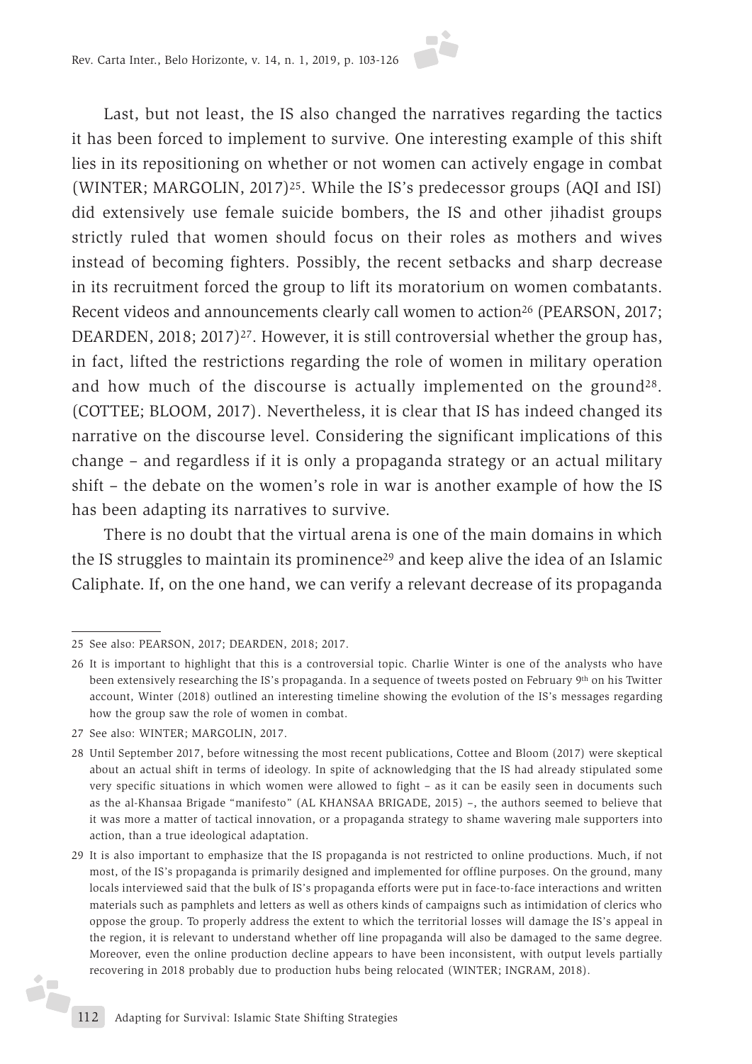Last, but not least, the IS also changed the narratives regarding the tactics it has been forced to implement to survive. One interesting example of this shift lies in its repositioning on whether or not women can actively engage in combat (WINTER; MARGOLIN, 2017)[25]. While the IS's predecessor groups (AQI and ISI) did extensively use female suicide bombers, the IS and other jihadist groups strictly ruled that women should focus on their roles as mothers and wives instead of becoming fighters. Possibly, the recent setbacks and sharp decrease in its recruitment forced the group to lift its moratorium on women combatants. Recent videos and announcements clearly call women to action[26] (PEARSON, 2017; DEARDEN, 2018; 2017)[27]. However, it is still controversial whether the group has, in fact, lifted the restrictions regarding the role of women in military operation and how much of the discourse is actually implemented on the ground[28]. (COTTEE; BLOOM, 2017). Nevertheless, it is clear that IS has indeed changed its narrative on the discourse level. Considering the significant implications of this change – and regardless if it is only a propaganda strategy or an actual military shift – the debate on the women's role in war is another example of how the IS has been adapting its narratives to survive.

There is no doubt that the virtual arena is one of the main domains in which the IS struggles to maintain its prominence[29] and keep alive the idea of an Islamic Caliphate. If, on the one hand, we can verify a relevant decrease of its propaganda

---

25 See also: PEARSON, 2017; DEARDEN, 2018; 2017.

26 It is important to highlight that this is a controversial topic. Charlie Winter is one of the analysts who have been extensively researching the IS's propaganda. In a sequence of tweets posted on February 9th on his Twitter account, Winter (2018) outlined an interesting timeline showing the evolution of the IS's messages regarding how the group saw the role of women in combat.

27 See also: WINTER; MARGOLIN, 2017.

28 Until September 2017, before witnessing the most recent publications, Cottee and Bloom (2017) were skeptical about an actual shift in terms of ideology. In spite of acknowledging that the IS had already stipulated some very specific situations in which women were allowed to fight – as it can be easily seen in documents such as the al-Khansaa Brigade "manifesto" (AL KHANSAA BRIGADE, 2015) –, the authors seemed to believe that it was more a matter of tactical innovation, or a propaganda strategy to shame wavering male supporters into action, than a true ideological adaptation.

29 It is also important to emphasize that the IS propaganda is not restricted to online productions. Much, if not most, of the IS's propaganda is primarily designed and implemented for offline purposes. On the ground, many locals interviewed said that the bulk of IS's propaganda efforts were put in face-to-face interactions and written materials such as pamphlets and letters as well as others kinds of campaigns such as intimidation of clerics who oppose the group. To properly address the extent to which the territorial losses will damage the IS's appeal in the region, it is relevant to understand whether off line propaganda will also be damaged to the same degree. Moreover, even the online production decline appears to have been inconsistent, with output levels partially recovering in 2018 probably due to production hubs being relocated (WINTER; INGRAM, 2018).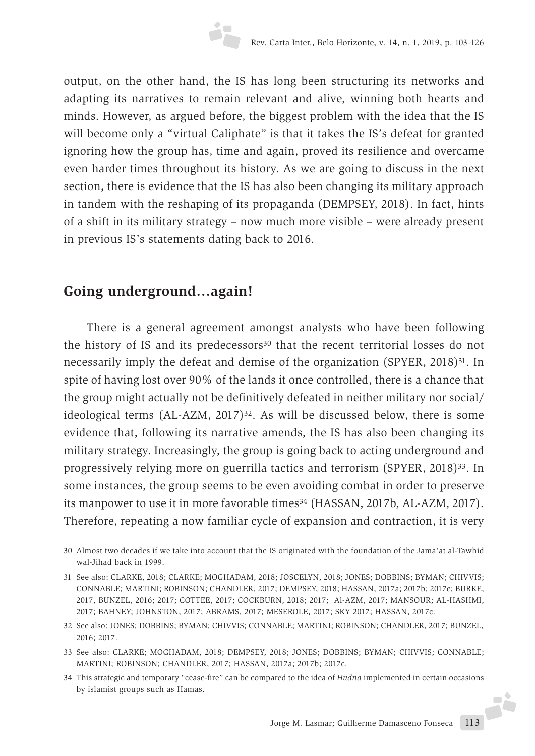output, on the other hand, the IS has long been structuring its networks and adapting its narratives to remain relevant and alive, winning both hearts and minds. However, as argued before, the biggest problem with the idea that the IS will become only a "virtual Caliphate" is that it takes the IS's defeat for granted ignoring how the group has, time and again, proved its resilience and overcame even harder times throughout its history. As we are going to discuss in the next section, there is evidence that the IS has also been changing its military approach in tandem with the reshaping of its propaganda (DEMPSEY, 2018). In fact, hints of a shift in its military strategy – now much more visible – were already present in previous IS's statements dating back to 2016.

## Going underground…again!

There is a general agreement amongst analysts who have been following the history of IS and its predecessors[30] that the recent territorial losses do not necessarily imply the defeat and demise of the organization (SPYER, 2018)[31]. In spite of having lost over 90% of the lands it once controlled, there is a chance that the group might actually not be definitively defeated in neither military nor social/ideological terms (AL-AZM, 2017)[32]. As will be discussed below, there is some evidence that, following its narrative amends, the IS has also been changing its military strategy. Increasingly, the group is going back to acting underground and progressively relying more on guerrilla tactics and terrorism (SPYER, 2018)[33]. In some instances, the group seems to be even avoiding combat in order to preserve its manpower to use it in more favorable times[34] (HASSAN, 2017b, AL-AZM, 2017). Therefore, repeating a now familiar cycle of expansion and contraction, it is very

---

30 Almost two decades if we take into account that the IS originated with the foundation of the Jama'at al-Tawhid wal-Jihad back in 1999.

31 See also: CLARKE, 2018; CLARKE; MOGHADAM, 2018; JOSCELYN, 2018; JONES; DOBBINS; BYMAN; CHIVVIS; CONNABLE; MARTINI; ROBINSON; CHANDLER, 2017; DEMPSEY, 2018; HASSAN, 2017a; 2017b; 2017c; BURKE, 2017, BUNZEL, 2016; 2017; COTTEE, 2017; COCKBURN, 2018; 2017; Al-AZM, 2017; MANSOUR; AL-HASHMI, 2017; BAHNEY; JOHNSTON, 2017; ABRAMS, 2017; MESEROLE, 2017; SKY 2017; HASSAN, 2017c.

32 See also: JONES; DOBBINS; BYMAN; CHIVVIS; CONNABLE; MARTINI; ROBINSON; CHANDLER, 2017; BUNZEL, 2016; 2017.

33 See also: CLARKE; MOGHADAM, 2018; DEMPSEY, 2018; JONES; DOBBINS; BYMAN; CHIVVIS; CONNABLE; MARTINI; ROBINSON; CHANDLER, 2017; HASSAN, 2017a; 2017b; 2017c.

34 This strategic and temporary "cease-fire" can be compared to the idea of *Hudna* implemented in certain occasions by islamist groups such as Hamas.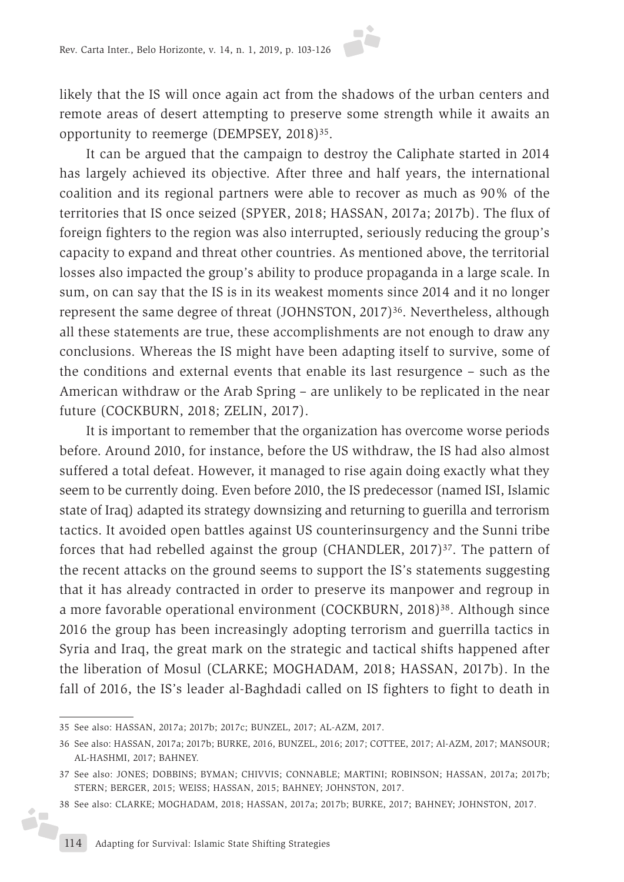likely that the IS will once again act from the shadows of the urban centers and remote areas of desert attempting to preserve some strength while it awaits an opportunity to reemerge (DEMPSEY, 2018)[35].

It can be argued that the campaign to destroy the Caliphate started in 2014 has largely achieved its objective. After three and half years, the international coalition and its regional partners were able to recover as much as 90% of the territories that IS once seized (SPYER, 2018; HASSAN, 2017a; 2017b). The flux of foreign fighters to the region was also interrupted, seriously reducing the group's capacity to expand and threat other countries. As mentioned above, the territorial losses also impacted the group's ability to produce propaganda in a large scale. In sum, on can say that the IS is in its weakest moments since 2014 and it no longer represent the same degree of threat (JOHNSTON, 2017)[36]. Nevertheless, although all these statements are true, these accomplishments are not enough to draw any conclusions. Whereas the IS might have been adapting itself to survive, some of the conditions and external events that enable its last resurgence – such as the American withdraw or the Arab Spring – are unlikely to be replicated in the near future (COCKBURN, 2018; ZELIN, 2017).

It is important to remember that the organization has overcome worse periods before. Around 2010, for instance, before the US withdraw, the IS had also almost suffered a total defeat. However, it managed to rise again doing exactly what they seem to be currently doing. Even before 2010, the IS predecessor (named ISI, Islamic state of Iraq) adapted its strategy downsizing and returning to guerilla and terrorism tactics. It avoided open battles against US counterinsurgency and the Sunni tribe forces that had rebelled against the group (CHANDLER, 2017)[37]. The pattern of the recent attacks on the ground seems to support the IS's statements suggesting that it has already contracted in order to preserve its manpower and regroup in a more favorable operational environment (COCKBURN, 2018)[38]. Although since 2016 the group has been increasingly adopting terrorism and guerrilla tactics in Syria and Iraq, the great mark on the strategic and tactical shifts happened after the liberation of Mosul (CLARKE; MOGHADAM, 2018; HASSAN, 2017b). In the fall of 2016, the IS's leader al-Baghdadi called on IS fighters to fight to death in

---

35 See also: HASSAN, 2017a; 2017b; 2017c; BUNZEL, 2017; AL-AZM, 2017.

36 See also: HASSAN, 2017a; 2017b; BURKE, 2016, BUNZEL, 2016; 2017; COTTEE, 2017; Al-AZM, 2017; MANSOUR; AL-HASHMI, 2017; BAHNEY.

37 See also: JONES; DOBBINS; BYMAN; CHIVVIS; CONNABLE; MARTINI; ROBINSON; HASSAN, 2017a; 2017b; STERN; BERGER, 2015; WEISS; HASSAN, 2015; BAHNEY; JOHNSTON, 2017.

38 See also: CLARKE; MOGHADAM, 2018; HASSAN, 2017a; 2017b; BURKE, 2017; BAHNEY; JOHNSTON, 2017.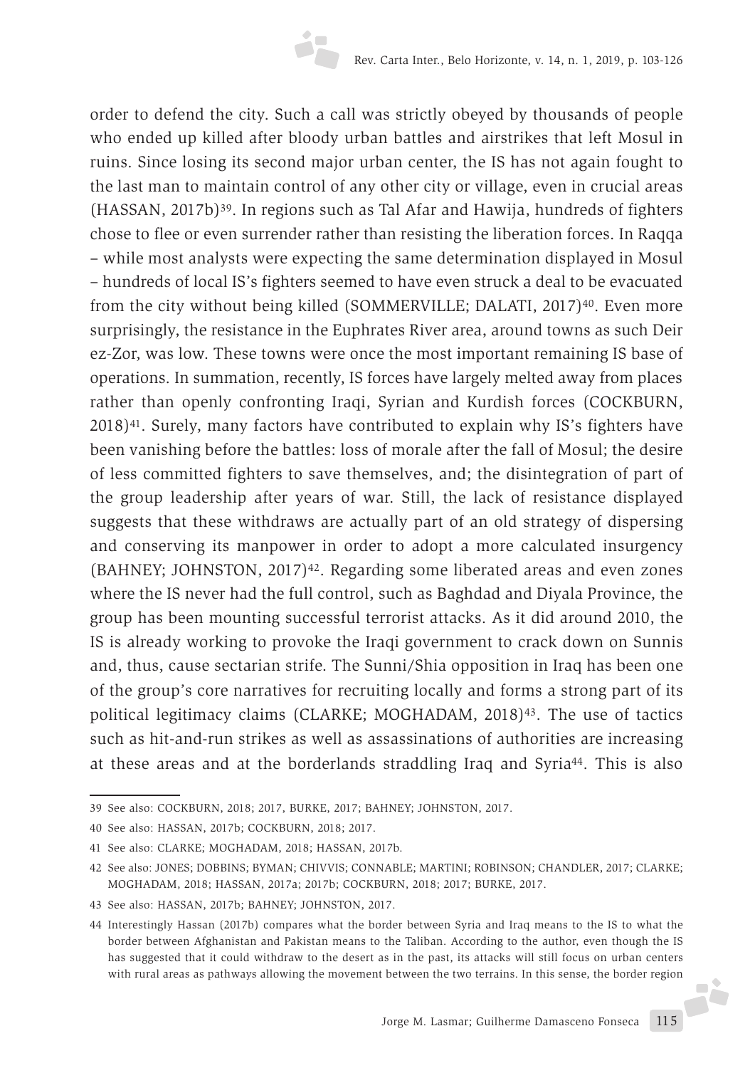order to defend the city. Such a call was strictly obeyed by thousands of people who ended up killed after bloody urban battles and airstrikes that left Mosul in ruins. Since losing its second major urban center, the IS has not again fought to the last man to maintain control of any other city or village, even in crucial areas (HASSAN, 2017b)[39]. In regions such as Tal Afar and Hawija, hundreds of fighters chose to flee or even surrender rather than resisting the liberation forces. In Raqqa – while most analysts were expecting the same determination displayed in Mosul – hundreds of local IS's fighters seemed to have even struck a deal to be evacuated from the city without being killed (SOMMERVILLE; DALATI, 2017)[40]. Even more surprisingly, the resistance in the Euphrates River area, around towns as such Deir ez-Zor, was low. These towns were once the most important remaining IS base of operations. In summation, recently, IS forces have largely melted away from places rather than openly confronting Iraqi, Syrian and Kurdish forces (COCKBURN, 2018)[41]. Surely, many factors have contributed to explain why IS's fighters have been vanishing before the battles: loss of morale after the fall of Mosul; the desire of less committed fighters to save themselves, and; the disintegration of part of the group leadership after years of war. Still, the lack of resistance displayed suggests that these withdraws are actually part of an old strategy of dispersing and conserving its manpower in order to adopt a more calculated insurgency (BAHNEY; JOHNSTON, 2017)[42]. Regarding some liberated areas and even zones where the IS never had the full control, such as Baghdad and Diyala Province, the group has been mounting successful terrorist attacks. As it did around 2010, the IS is already working to provoke the Iraqi government to crack down on Sunnis and, thus, cause sectarian strife. The Sunni/Shia opposition in Iraq has been one of the group's core narratives for recruiting locally and forms a strong part of its political legitimacy claims (CLARKE; MOGHADAM, 2018)[43]. The use of tactics such as hit-and-run strikes as well as assassinations of authorities are increasing at these areas and at the borderlands straddling Iraq and Syria[44]. This is also

---

39 See also: COCKBURN, 2018; 2017, BURKE, 2017; BAHNEY; JOHNSTON, 2017.

40 See also: HASSAN, 2017b; COCKBURN, 2018; 2017.

41 See also: CLARKE; MOGHADAM, 2018; HASSAN, 2017b.

42 See also: JONES; DOBBINS; BYMAN; CHIVVIS; CONNABLE; MARTINI; ROBINSON; CHANDLER, 2017; CLARKE; MOGHADAM, 2018; HASSAN, 2017a; 2017b; COCKBURN, 2018; 2017; BURKE, 2017.

43 See also: HASSAN, 2017b; BAHNEY; JOHNSTON, 2017.

44 Interestingly Hassan (2017b) compares what the border between Syria and Iraq means to the IS to what the border between Afghanistan and Pakistan means to the Taliban. According to the author, even though the IS has suggested that it could withdraw to the desert as in the past, its attacks will still focus on urban centers with rural areas as pathways allowing the movement between the two terrains. In this sense, the border region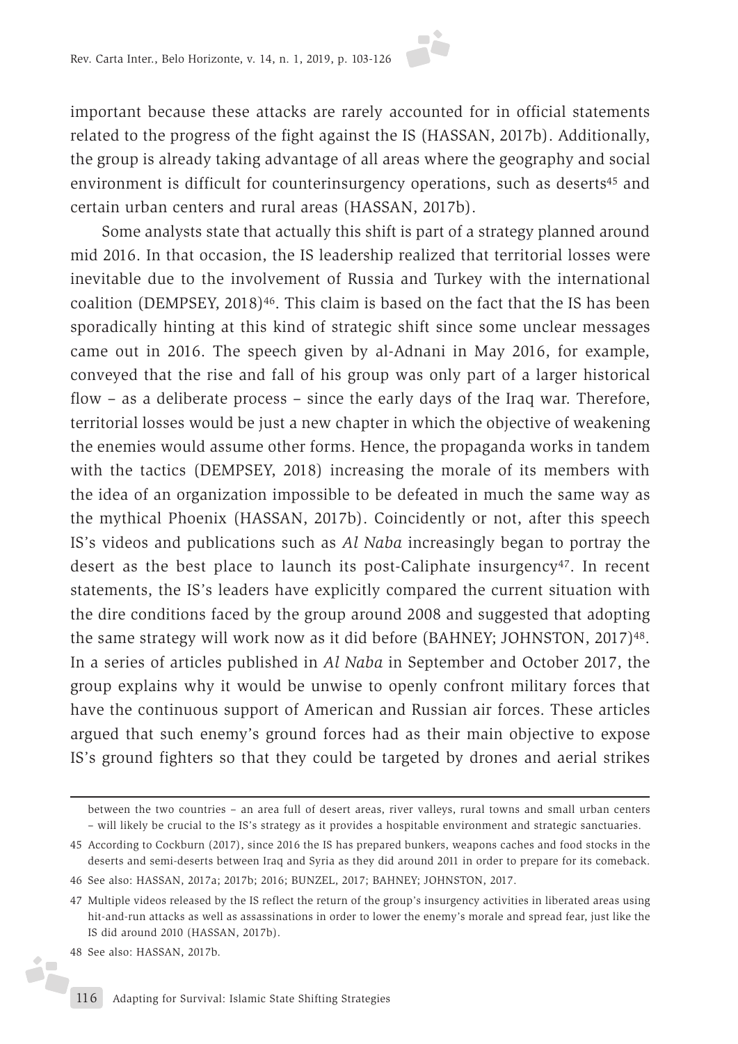important because these attacks are rarely accounted for in official statements related to the progress of the fight against the IS (HASSAN, 2017b). Additionally, the group is already taking advantage of all areas where the geography and social environment is difficult for counterinsurgency operations, such as deserts[45] and certain urban centers and rural areas (HASSAN, 2017b).

Some analysts state that actually this shift is part of a strategy planned around mid 2016. In that occasion, the IS leadership realized that territorial losses were inevitable due to the involvement of Russia and Turkey with the international coalition (DEMPSEY, 2018)[46]. This claim is based on the fact that the IS has been sporadically hinting at this kind of strategic shift since some unclear messages came out in 2016. The speech given by al-Adnani in May 2016, for example, conveyed that the rise and fall of his group was only part of a larger historical flow – as a deliberate process – since the early days of the Iraq war. Therefore, territorial losses would be just a new chapter in which the objective of weakening the enemies would assume other forms. Hence, the propaganda works in tandem with the tactics (DEMPSEY, 2018) increasing the morale of its members with the idea of an organization impossible to be defeated in much the same way as the mythical Phoenix (HASSAN, 2017b). Coincidently or not, after this speech IS's videos and publications such as *Al Naba* increasingly began to portray the desert as the best place to launch its post-Caliphate insurgency[47]. In recent statements, the IS's leaders have explicitly compared the current situation with the dire conditions faced by the group around 2008 and suggested that adopting the same strategy will work now as it did before (BAHNEY; JOHNSTON, 2017)[48]. In a series of articles published in *Al Naba* in September and October 2017, the group explains why it would be unwise to openly confront military forces that have the continuous support of American and Russian air forces. These articles argued that such enemy's ground forces had as their main objective to expose IS's ground fighters so that they could be targeted by drones and aerial strikes

---

between the two countries – an area full of desert areas, river valleys, rural towns and small urban centers – will likely be crucial to the IS's strategy as it provides a hospitable environment and strategic sanctuaries.

45 According to Cockburn (2017), since 2016 the IS has prepared bunkers, weapons caches and food stocks in the deserts and semi-deserts between Iraq and Syria as they did around 2011 in order to prepare for its comeback.

46 See also: HASSAN, 2017a; 2017b; 2016; BUNZEL, 2017; BAHNEY; JOHNSTON, 2017.

47 Multiple videos released by the IS reflect the return of the group's insurgency activities in liberated areas using hit-and-run attacks as well as assassinations in order to lower the enemy's morale and spread fear, just like the IS did around 2010 (HASSAN, 2017b).

48 See also: HASSAN, 2017b.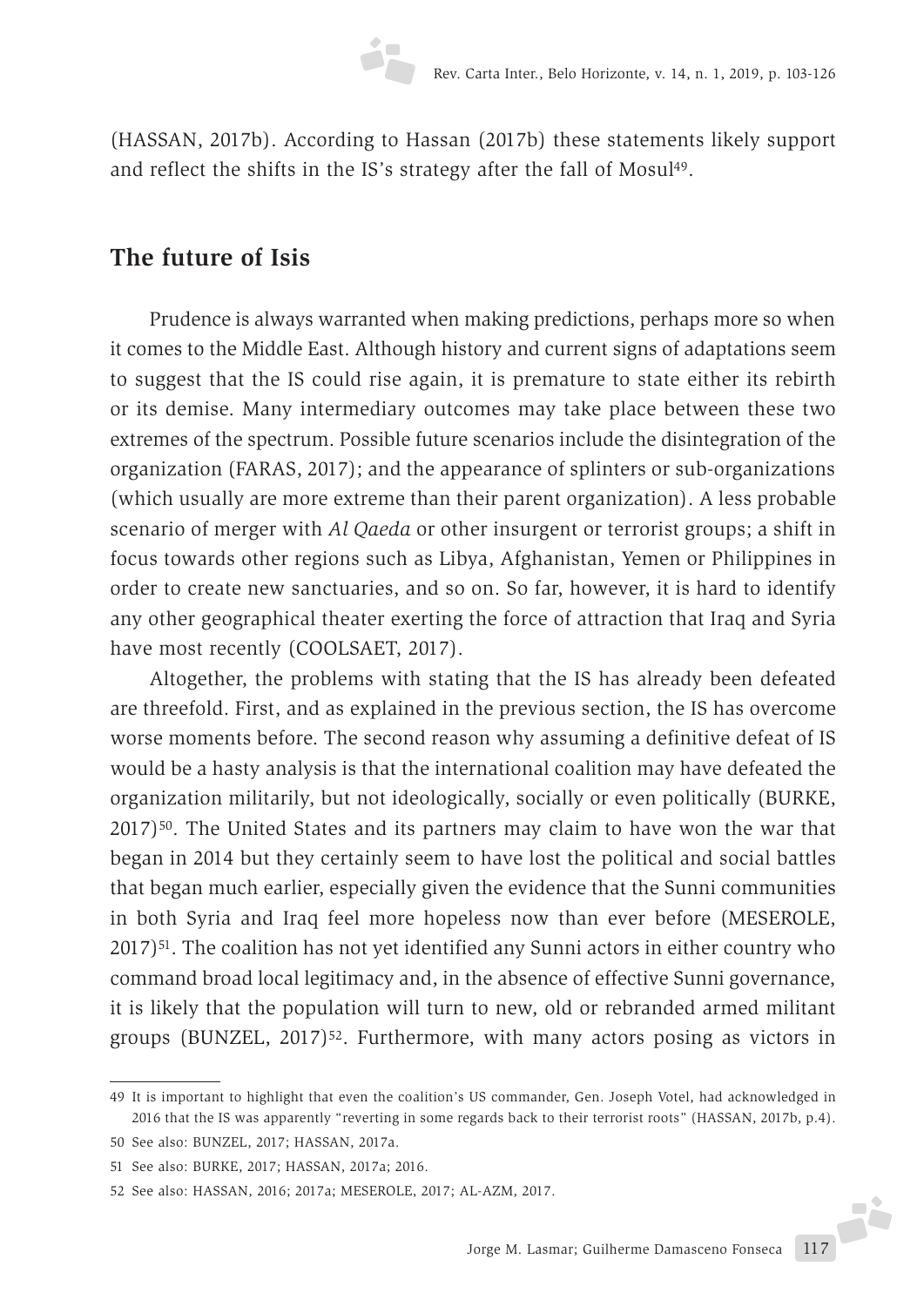(HASSAN, 2017b). According to Hassan (2017b) these statements likely support and reflect the shifts in the IS's strategy after the fall of Mosul[49].

## The future of Isis

Prudence is always warranted when making predictions, perhaps more so when it comes to the Middle East. Although history and current signs of adaptations seem to suggest that the IS could rise again, it is premature to state either its rebirth or its demise. Many intermediary outcomes may take place between these two extremes of the spectrum. Possible future scenarios include the disintegration of the organization (FARAS, 2017); and the appearance of splinters or sub-organizations (which usually are more extreme than their parent organization). A less probable scenario of merger with *Al Qaeda* or other insurgent or terrorist groups; a shift in focus towards other regions such as Libya, Afghanistan, Yemen or Philippines in order to create new sanctuaries, and so on. So far, however, it is hard to identify any other geographical theater exerting the force of attraction that Iraq and Syria have most recently (COOLSAET, 2017).

Altogether, the problems with stating that the IS has already been defeated are threefold. First, and as explained in the previous section, the IS has overcome worse moments before. The second reason why assuming a definitive defeat of IS would be a hasty analysis is that the international coalition may have defeated the organization militarily, but not ideologically, socially or even politically (BURKE, 2017)[50]. The United States and its partners may claim to have won the war that began in 2014 but they certainly seem to have lost the political and social battles that began much earlier, especially given the evidence that the Sunni communities in both Syria and Iraq feel more hopeless now than ever before (MESEROLE, 2017)[51]. The coalition has not yet identified any Sunni actors in either country who command broad local legitimacy and, in the absence of effective Sunni governance, it is likely that the population will turn to new, old or rebranded armed militant groups (BUNZEL, 2017)[52]. Furthermore, with many actors posing as victors in

---

49 It is important to highlight that even the coalition's US commander, Gen. Joseph Votel, had acknowledged in 2016 that the IS was apparently "reverting in some regards back to their terrorist roots" (HASSAN, 2017b, p.4).

50 See also: BUNZEL, 2017; HASSAN, 2017a.

51 See also: BURKE, 2017; HASSAN, 2017a; 2016.

52 See also: HASSAN, 2016; 2017a; MESEROLE, 2017; AL-AZM, 2017.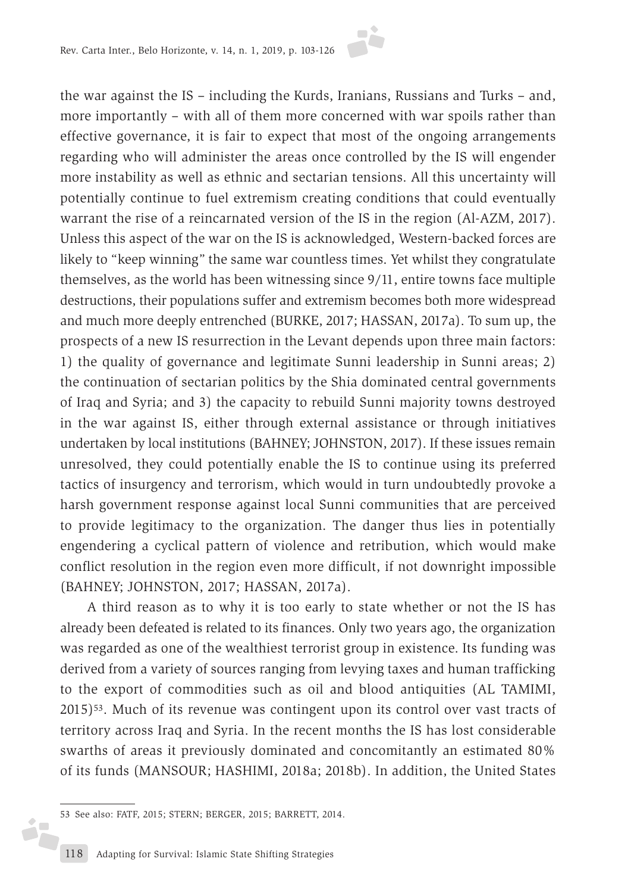the war against the IS – including the Kurds, Iranians, Russians and Turks – and, more importantly – with all of them more concerned with war spoils rather than effective governance, it is fair to expect that most of the ongoing arrangements regarding who will administer the areas once controlled by the IS will engender more instability as well as ethnic and sectarian tensions. All this uncertainty will potentially continue to fuel extremism creating conditions that could eventually warrant the rise of a reincarnated version of the IS in the region (Al-AZM, 2017). Unless this aspect of the war on the IS is acknowledged, Western-backed forces are likely to "keep winning" the same war countless times. Yet whilst they congratulate themselves, as the world has been witnessing since 9/11, entire towns face multiple destructions, their populations suffer and extremism becomes both more widespread and much more deeply entrenched (BURKE, 2017; HASSAN, 2017a). To sum up, the prospects of a new IS resurrection in the Levant depends upon three main factors: 1) the quality of governance and legitimate Sunni leadership in Sunni areas; 2) the continuation of sectarian politics by the Shia dominated central governments of Iraq and Syria; and 3) the capacity to rebuild Sunni majority towns destroyed in the war against IS, either through external assistance or through initiatives undertaken by local institutions (BAHNEY; JOHNSTON, 2017). If these issues remain unresolved, they could potentially enable the IS to continue using its preferred tactics of insurgency and terrorism, which would in turn undoubtedly provoke a harsh government response against local Sunni communities that are perceived to provide legitimacy to the organization. The danger thus lies in potentially engendering a cyclical pattern of violence and retribution, which would make conflict resolution in the region even more difficult, if not downright impossible (BAHNEY; JOHNSTON, 2017; HASSAN, 2017a).

A third reason as to why it is too early to state whether or not the IS has already been defeated is related to its finances. Only two years ago, the organization was regarded as one of the wealthiest terrorist group in existence. Its funding was derived from a variety of sources ranging from levying taxes and human trafficking to the export of commodities such as oil and blood antiquities (AL TAMIMI, 2015)[53]. Much of its revenue was contingent upon its control over vast tracts of territory across Iraq and Syria. In the recent months the IS has lost considerable swarths of areas it previously dominated and concomitantly an estimated 80% of its funds (MANSOUR; HASHIMI, 2018a; 2018b). In addition, the United States

53 See also: FATF, 2015; STERN; BERGER, 2015; BARRETT, 2014.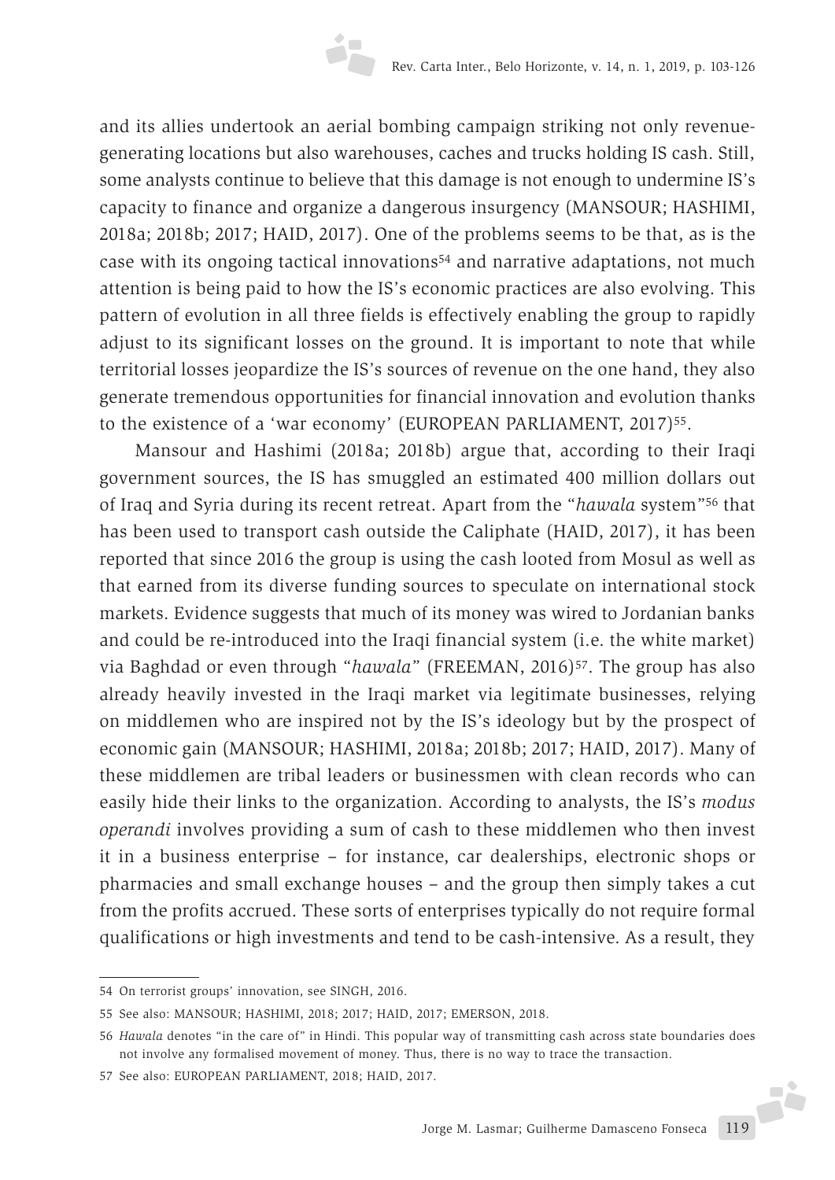and its allies undertook an aerial bombing campaign striking not only revenue-generating locations but also warehouses, caches and trucks holding IS cash. Still, some analysts continue to believe that this damage is not enough to undermine IS's capacity to finance and organize a dangerous insurgency (MANSOUR; HASHIMI, 2018a; 2018b; 2017; HAID, 2017). One of the problems seems to be that, as is the case with its ongoing tactical innovations[54] and narrative adaptations, not much attention is being paid to how the IS's economic practices are also evolving. This pattern of evolution in all three fields is effectively enabling the group to rapidly adjust to its significant losses on the ground. It is important to note that while territorial losses jeopardize the IS's sources of revenue on the one hand, they also generate tremendous opportunities for financial innovation and evolution thanks to the existence of a 'war economy' (EUROPEAN PARLIAMENT, 2017)[55].

Mansour and Hashimi (2018a; 2018b) argue that, according to their Iraqi government sources, the IS has smuggled an estimated 400 million dollars out of Iraq and Syria during its recent retreat. Apart from the "*hawala* system"[56] that has been used to transport cash outside the Caliphate (HAID, 2017), it has been reported that since 2016 the group is using the cash looted from Mosul as well as that earned from its diverse funding sources to speculate on international stock markets. Evidence suggests that much of its money was wired to Jordanian banks and could be re-introduced into the Iraqi financial system (i.e. the white market) via Baghdad or even through "*hawala*" (FREEMAN, 2016)[57]. The group has also already heavily invested in the Iraqi market via legitimate businesses, relying on middlemen who are inspired not by the IS's ideology but by the prospect of economic gain (MANSOUR; HASHIMI, 2018a; 2018b; 2017; HAID, 2017). Many of these middlemen are tribal leaders or businessmen with clean records who can easily hide their links to the organization. According to analysts, the IS's *modus operandi* involves providing a sum of cash to these middlemen who then invest it in a business enterprise – for instance, car dealerships, electronic shops or pharmacies and small exchange houses – and the group then simply takes a cut from the profits accrued. These sorts of enterprises typically do not require formal qualifications or high investments and tend to be cash-intensive. As a result, they

---

54 On terrorist groups' innovation, see SINGH, 2016.

55 See also: MANSOUR; HASHIMI, 2018; 2017; HAID, 2017; EMERSON, 2018.

56 *Hawala* denotes "in the care of" in Hindi. This popular way of transmitting cash across state boundaries does not involve any formalised movement of money. Thus, there is no way to trace the transaction.

57 See also: EUROPEAN PARLIAMENT, 2018; HAID, 2017.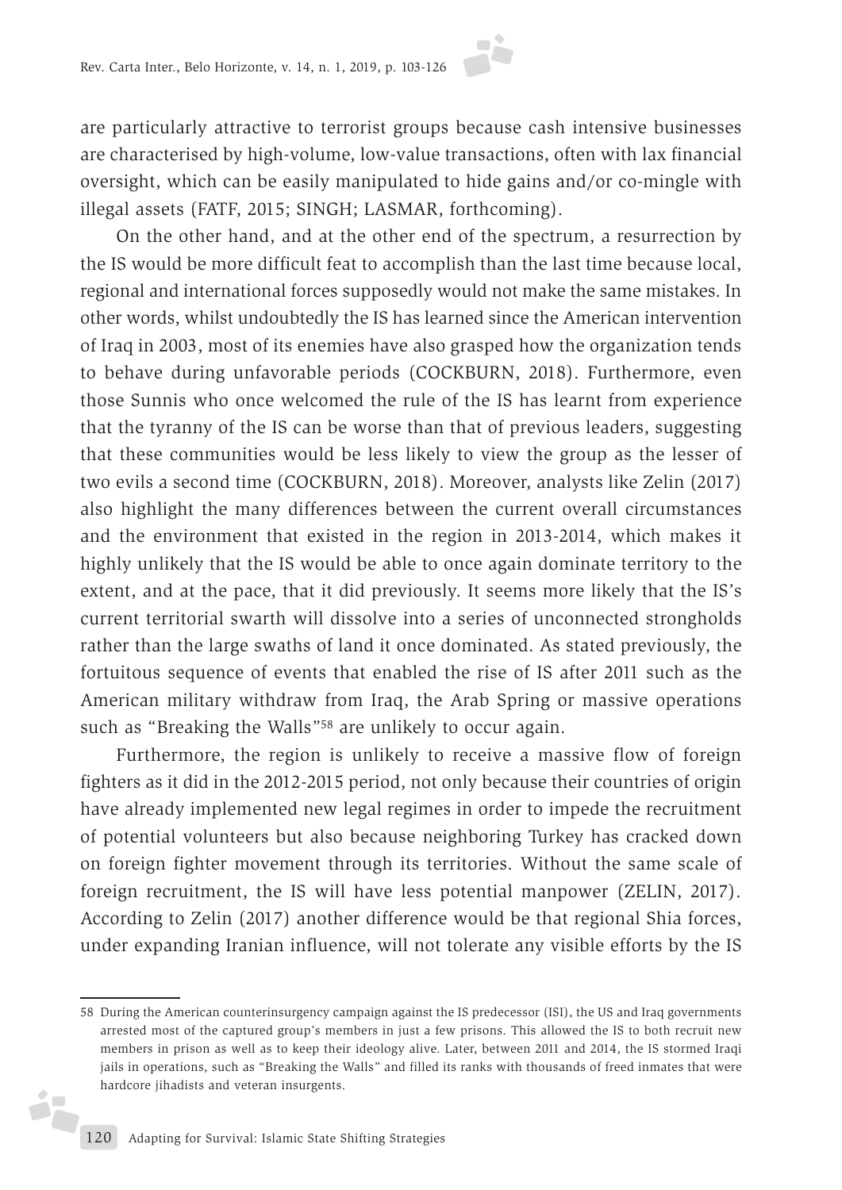are particularly attractive to terrorist groups because cash intensive businesses are characterised by high-volume, low-value transactions, often with lax financial oversight, which can be easily manipulated to hide gains and/or co-mingle with illegal assets (FATF, 2015; SINGH; LASMAR, forthcoming).

On the other hand, and at the other end of the spectrum, a resurrection by the IS would be more difficult feat to accomplish than the last time because local, regional and international forces supposedly would not make the same mistakes. In other words, whilst undoubtedly the IS has learned since the American intervention of Iraq in 2003, most of its enemies have also grasped how the organization tends to behave during unfavorable periods (COCKBURN, 2018). Furthermore, even those Sunnis who once welcomed the rule of the IS has learnt from experience that the tyranny of the IS can be worse than that of previous leaders, suggesting that these communities would be less likely to view the group as the lesser of two evils a second time (COCKBURN, 2018). Moreover, analysts like Zelin (2017) also highlight the many differences between the current overall circumstances and the environment that existed in the region in 2013-2014, which makes it highly unlikely that the IS would be able to once again dominate territory to the extent, and at the pace, that it did previously. It seems more likely that the IS's current territorial swarth will dissolve into a series of unconnected strongholds rather than the large swaths of land it once dominated. As stated previously, the fortuitous sequence of events that enabled the rise of IS after 2011 such as the American military withdraw from Iraq, the Arab Spring or massive operations such as "Breaking the Walls"[58] are unlikely to occur again.

Furthermore, the region is unlikely to receive a massive flow of foreign fighters as it did in the 2012-2015 period, not only because their countries of origin have already implemented new legal regimes in order to impede the recruitment of potential volunteers but also because neighboring Turkey has cracked down on foreign fighter movement through its territories. Without the same scale of foreign recruitment, the IS will have less potential manpower (ZELIN, 2017). According to Zelin (2017) another difference would be that regional Shia forces, under expanding Iranian influence, will not tolerate any visible efforts by the IS

---

58 During the American counterinsurgency campaign against the IS predecessor (ISI), the US and Iraq governments arrested most of the captured group's members in just a few prisons. This allowed the IS to both recruit new members in prison as well as to keep their ideology alive. Later, between 2011 and 2014, the IS stormed Iraqi jails in operations, such as "Breaking the Walls" and filled its ranks with thousands of freed inmates that were hardcore jihadists and veteran insurgents.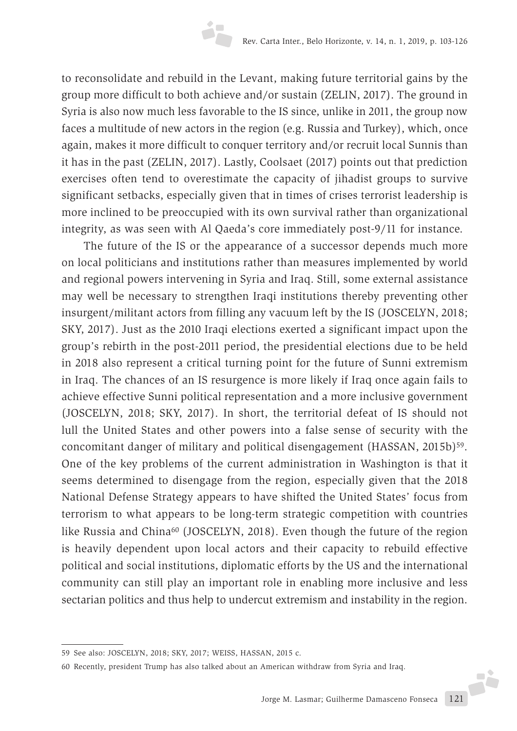to reconsolidate and rebuild in the Levant, making future territorial gains by the group more difficult to both achieve and/or sustain (ZELIN, 2017). The ground in Syria is also now much less favorable to the IS since, unlike in 2011, the group now faces a multitude of new actors in the region (e.g. Russia and Turkey), which, once again, makes it more difficult to conquer territory and/or recruit local Sunnis than it has in the past (ZELIN, 2017). Lastly, Coolsaet (2017) points out that prediction exercises often tend to overestimate the capacity of jihadist groups to survive significant setbacks, especially given that in times of crises terrorist leadership is more inclined to be preoccupied with its own survival rather than organizational integrity, as was seen with Al Qaeda's core immediately post-9/11 for instance.

The future of the IS or the appearance of a successor depends much more on local politicians and institutions rather than measures implemented by world and regional powers intervening in Syria and Iraq. Still, some external assistance may well be necessary to strengthen Iraqi institutions thereby preventing other insurgent/militant actors from filling any vacuum left by the IS (JOSCELYN, 2018; SKY, 2017). Just as the 2010 Iraqi elections exerted a significant impact upon the group's rebirth in the post-2011 period, the presidential elections due to be held in 2018 also represent a critical turning point for the future of Sunni extremism in Iraq. The chances of an IS resurgence is more likely if Iraq once again fails to achieve effective Sunni political representation and a more inclusive government (JOSCELYN, 2018; SKY, 2017). In short, the territorial defeat of IS should not lull the United States and other powers into a false sense of security with the concomitant danger of military and political disengagement (HASSAN, 2015b)[59]. One of the key problems of the current administration in Washington is that it seems determined to disengage from the region, especially given that the 2018 National Defense Strategy appears to have shifted the United States' focus from terrorism to what appears to be long-term strategic competition with countries like Russia and China[60] (JOSCELYN, 2018). Even though the future of the region is heavily dependent upon local actors and their capacity to rebuild effective political and social institutions, diplomatic efforts by the US and the international community can still play an important role in enabling more inclusive and less sectarian politics and thus help to undercut extremism and instability in the region.

---

59 See also: JOSCELYN, 2018; SKY, 2017; WEISS, HASSAN, 2015 c.

60 Recently, president Trump has also talked about an American withdraw from Syria and Iraq.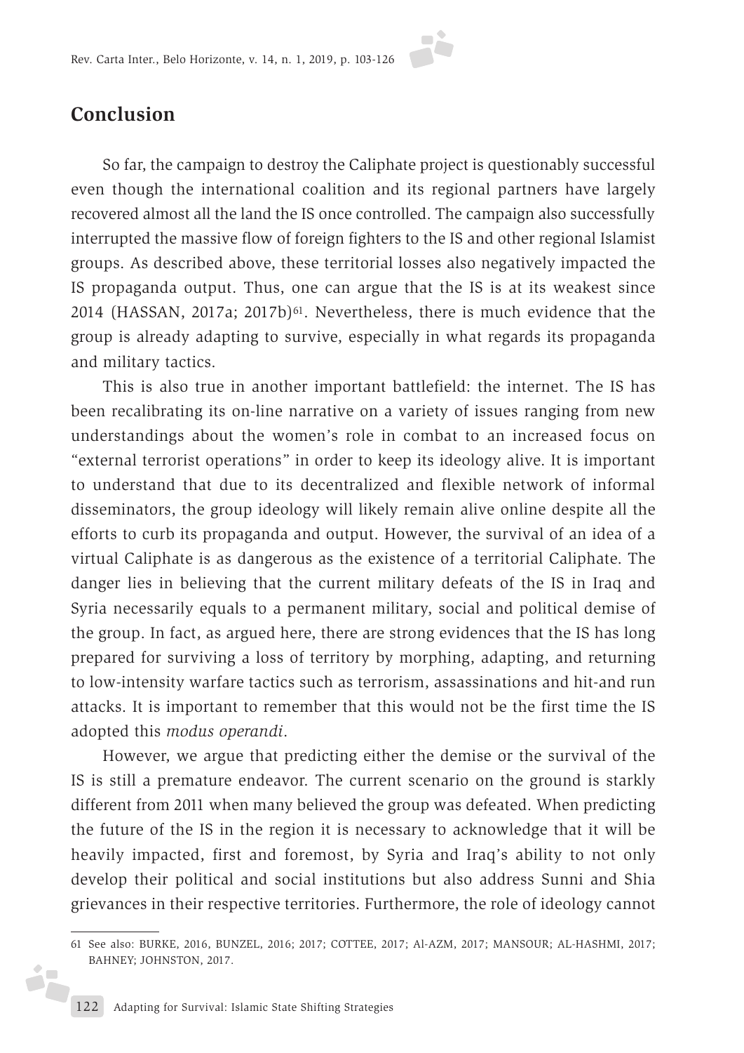## Conclusion

So far, the campaign to destroy the Caliphate project is questionably successful even though the international coalition and its regional partners have largely recovered almost all the land the IS once controlled. The campaign also successfully interrupted the massive flow of foreign fighters to the IS and other regional Islamist groups. As described above, these territorial losses also negatively impacted the IS propaganda output. Thus, one can argue that the IS is at its weakest since 2014 (HASSAN, 2017a; 2017b)[61]. Nevertheless, there is much evidence that the group is already adapting to survive, especially in what regards its propaganda and military tactics.

This is also true in another important battlefield: the internet. The IS has been recalibrating its on-line narrative on a variety of issues ranging from new understandings about the women's role in combat to an increased focus on "external terrorist operations" in order to keep its ideology alive. It is important to understand that due to its decentralized and flexible network of informal disseminators, the group ideology will likely remain alive online despite all the efforts to curb its propaganda and output. However, the survival of an idea of a virtual Caliphate is as dangerous as the existence of a territorial Caliphate. The danger lies in believing that the current military defeats of the IS in Iraq and Syria necessarily equals to a permanent military, social and political demise of the group. In fact, as argued here, there are strong evidences that the IS has long prepared for surviving a loss of territory by morphing, adapting, and returning to low-intensity warfare tactics such as terrorism, assassinations and hit-and run attacks. It is important to remember that this would not be the first time the IS adopted this *modus operandi*.

However, we argue that predicting either the demise or the survival of the IS is still a premature endeavor. The current scenario on the ground is starkly different from 2011 when many believed the group was defeated. When predicting the future of the IS in the region it is necessary to acknowledge that it will be heavily impacted, first and foremost, by Syria and Iraq's ability to not only develop their political and social institutions but also address Sunni and Shia grievances in their respective territories. Furthermore, the role of ideology cannot

---

61 See also: BURKE, 2016, BUNZEL, 2016; 2017; COTTEE, 2017; Al-AZM, 2017; MANSOUR; AL-HASHMI, 2017; BAHNEY; JOHNSTON, 2017.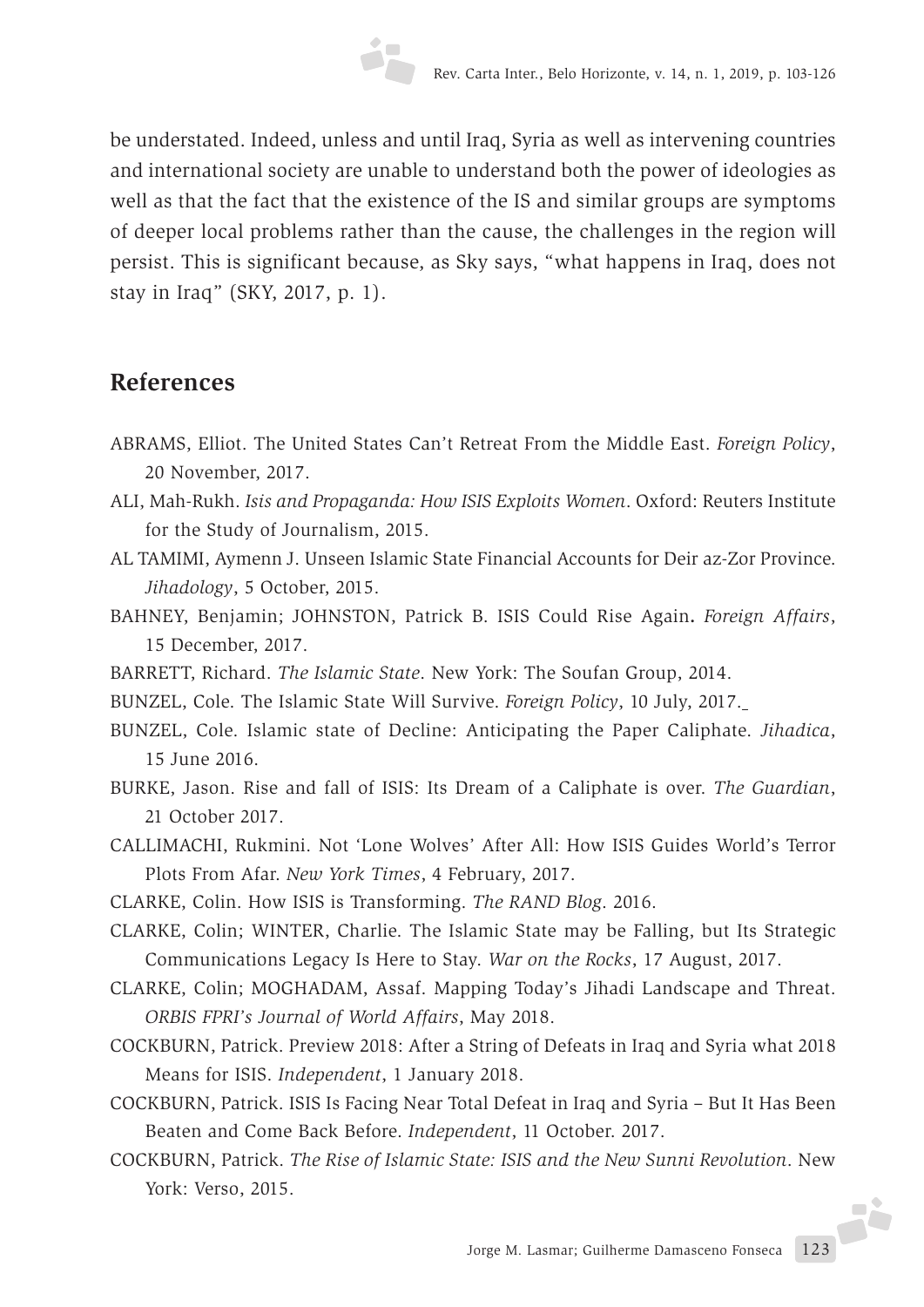be understated. Indeed, unless and until Iraq, Syria as well as intervening countries and international society are unable to understand both the power of ideologies as well as that the fact that the existence of the IS and similar groups are symptoms of deeper local problems rather than the cause, the challenges in the region will persist. This is significant because, as Sky says, "what happens in Iraq, does not stay in Iraq" (SKY, 2017, p. 1).

## References

ABRAMS, Elliot. The United States Can't Retreat From the Middle East. *Foreign Policy*, 20 November, 2017.

ALI, Mah-Rukh. *Isis and Propaganda: How ISIS Exploits Women*. Oxford: Reuters Institute for the Study of Journalism, 2015.

AL TAMIMI, Aymenn J. Unseen Islamic State Financial Accounts for Deir az-Zor Province. *Jihadology*, 5 October, 2015.

BAHNEY, Benjamin; JOHNSTON, Patrick B. ISIS Could Rise Again. *Foreign Affairs*, 15 December, 2017.

BARRETT, Richard. *The Islamic State*. New York: The Soufan Group, 2014.

BUNZEL, Cole. The Islamic State Will Survive. *Foreign Policy*, 10 July, 2017.

BUNZEL, Cole. Islamic state of Decline: Anticipating the Paper Caliphate. *Jihadica*, 15 June 2016.

BURKE, Jason. Rise and fall of ISIS: Its Dream of a Caliphate is over. *The Guardian*, 21 October 2017.

CALLIMACHI, Rukmini. Not 'Lone Wolves' After All: How ISIS Guides World's Terror Plots From Afar. *New York Times*, 4 February, 2017.

CLARKE, Colin. How ISIS is Transforming. *The RAND Blog*. 2016.

CLARKE, Colin; WINTER, Charlie. The Islamic State may be Falling, but Its Strategic Communications Legacy Is Here to Stay. *War on the Rocks*, 17 August, 2017.

CLARKE, Colin; MOGHADAM, Assaf. Mapping Today's Jihadi Landscape and Threat. *ORBIS FPRI's Journal of World Affairs*, May 2018.

COCKBURN, Patrick. Preview 2018: After a String of Defeats in Iraq and Syria what 2018 Means for ISIS. *Independent*, 1 January 2018.

COCKBURN, Patrick. ISIS Is Facing Near Total Defeat in Iraq and Syria – But It Has Been Beaten and Come Back Before. *Independent*, 11 October. 2017.

COCKBURN, Patrick. *The Rise of Islamic State: ISIS and the New Sunni Revolution*. New York: Verso, 2015.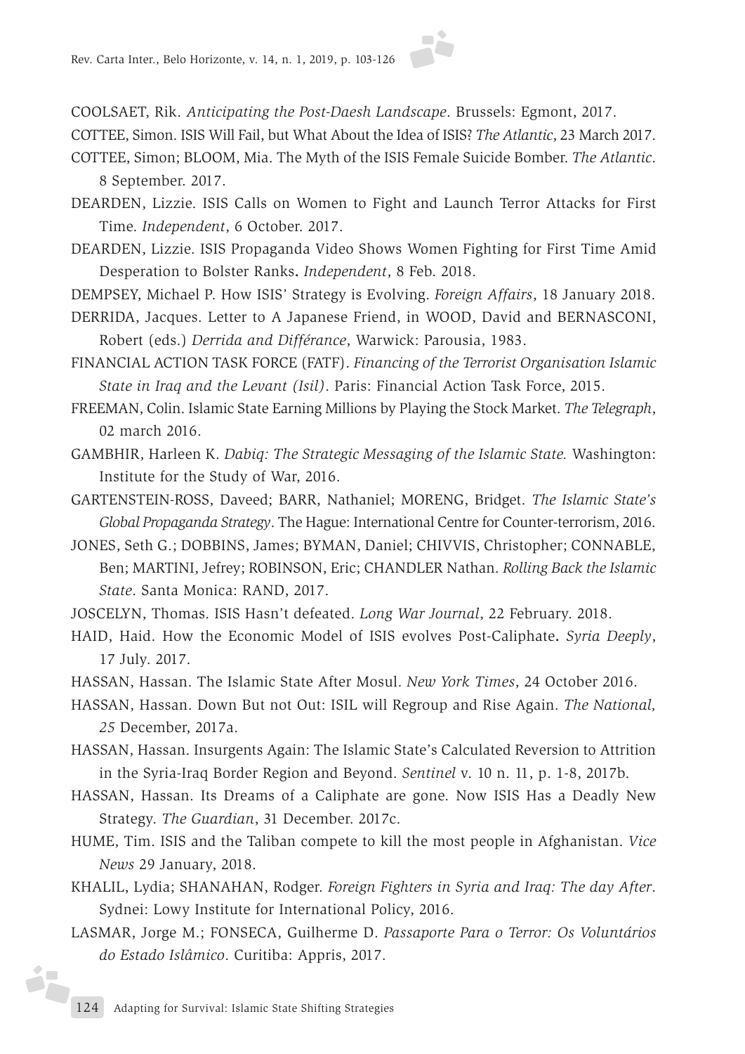COOLSAET, Rik. *Anticipating the Post-Daesh Landscape*. Brussels: Egmont, 2017.

COTTEE, Simon. ISIS Will Fail, but What About the Idea of ISIS? *The Atlantic*, 23 March 2017.

COTTEE, Simon; BLOOM, Mia. The Myth of the ISIS Female Suicide Bomber. *The Atlantic*. 8 September. 2017.

DEARDEN, Lizzie. ISIS Calls on Women to Fight and Launch Terror Attacks for First Time. *Independent*, 6 October. 2017.

DEARDEN, Lizzie. ISIS Propaganda Video Shows Women Fighting for First Time Amid Desperation to Bolster Ranks**.** *Independent*, 8 Feb. 2018.

DEMPSEY, Michael P. How ISIS' Strategy is Evolving. *Foreign Affairs*, 18 January 2018.

DERRIDA, Jacques. Letter to A Japanese Friend, in WOOD, David and BERNASCONI, Robert (eds.) *Derrida and Différance*, Warwick: Parousia, 1983.

FINANCIAL ACTION TASK FORCE (FATF). *Financing of the Terrorist Organisation Islamic State in Iraq and the Levant (Isil)*. Paris: Financial Action Task Force, 2015.

FREEMAN, Colin. Islamic State Earning Millions by Playing the Stock Market. *The Telegraph*, 02 march 2016.

GAMBHIR, Harleen K. *Dabiq: The Strategic Messaging of the Islamic State.* Washington: Institute for the Study of War, 2016.

GARTENSTEIN-ROSS, Daveed; BARR, Nathaniel; MORENG, Bridget. *The Islamic State's Global Propaganda Strategy*. The Hague: International Centre for Counter-terrorism, 2016.

JONES, Seth G.; DOBBINS, James; BYMAN, Daniel; CHIVVIS, Christopher; CONNABLE, Ben; MARTINI, Jefrey; ROBINSON, Eric; CHANDLER Nathan. *Rolling Back the Islamic State*. Santa Monica: RAND, 2017.

JOSCELYN, Thomas. ISIS Hasn't defeated. *Long War Journal*, 22 February. 2018.

HAID, Haid. How the Economic Model of ISIS evolves Post-Caliphate**.** *Syria Deeply*, 17 July. 2017.

HASSAN, Hassan. The Islamic State After Mosul. *New York Times*, 24 October 2016.

HASSAN, Hassan. Down But not Out: ISIL will Regroup and Rise Again. *The National, 25* December, 2017a.

HASSAN, Hassan. Insurgents Again: The Islamic State's Calculated Reversion to Attrition in the Syria-Iraq Border Region and Beyond. *Sentinel* v. 10 n. 11, p. 1-8, 2017b.

HASSAN, Hassan. Its Dreams of a Caliphate are gone. Now ISIS Has a Deadly New Strategy. *The Guardian*, 31 December. 2017c.

HUME, Tim. ISIS and the Taliban compete to kill the most people in Afghanistan. *Vice News* 29 January, 2018.

KHALIL, Lydia; SHANAHAN, Rodger. *Foreign Fighters in Syria and Iraq: The day After*. Sydnei: Lowy Institute for International Policy, 2016.

LASMAR, Jorge M.; FONSECA, Guilherme D. *Passaporte Para o Terror: Os Voluntários do Estado Islâmico*. Curitiba: Appris, 2017.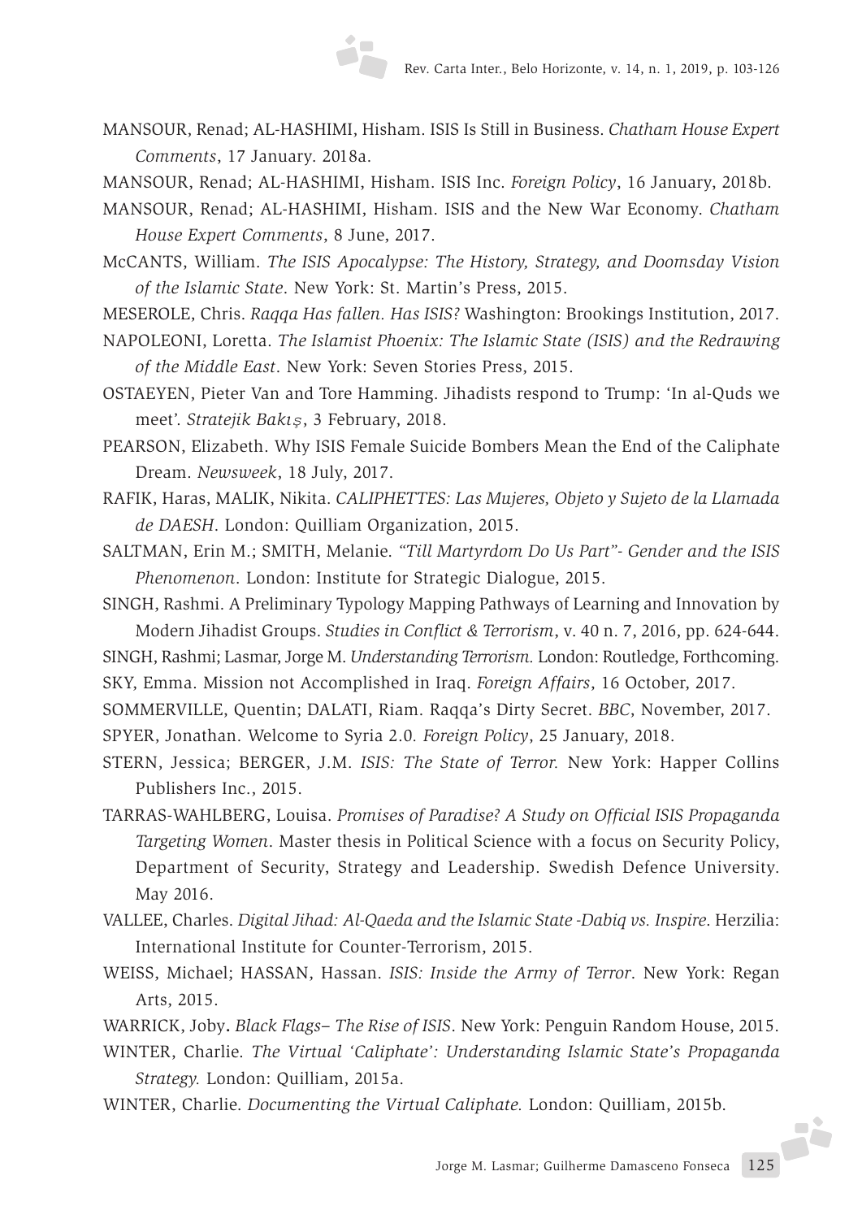MANSOUR, Renad; AL-HASHIMI, Hisham. ISIS Is Still in Business. *Chatham House Expert Comments*, 17 January. 2018a.

MANSOUR, Renad; AL-HASHIMI, Hisham. ISIS Inc. *Foreign Policy*, 16 January, 2018b.

MANSOUR, Renad; AL-HASHIMI, Hisham. ISIS and the New War Economy. *Chatham House Expert Comments*, 8 June, 2017.

McCANTS, William. *The ISIS Apocalypse: The History, Strategy, and Doomsday Vision of the Islamic State*. New York: St. Martin's Press, 2015.

MESEROLE, Chris. *Raqqa Has fallen. Has ISIS?* Washington: Brookings Institution, 2017.

NAPOLEONI, Loretta. *The Islamist Phoenix: The Islamic State (ISIS) and the Redrawing of the Middle East*. New York: Seven Stories Press, 2015.

OSTAEYEN, Pieter Van and Tore Hamming. Jihadists respond to Trump: 'In al-Quds we meet'. *Stratejik Bakış*, 3 February, 2018.

PEARSON, Elizabeth. Why ISIS Female Suicide Bombers Mean the End of the Caliphate Dream. *Newsweek*, 18 July, 2017.

RAFIK, Haras, MALIK, Nikita. *CALIPHETTES: Las Mujeres, Objeto y Sujeto de la Llamada de DAESH*. London: Quilliam Organization, 2015.

SALTMAN, Erin M.; SMITH, Melanie. *"Till Martyrdom Do Us Part"- Gender and the ISIS Phenomenon*. London: Institute for Strategic Dialogue, 2015.

SINGH, Rashmi. A Preliminary Typology Mapping Pathways of Learning and Innovation by Modern Jihadist Groups. *Studies in Conflict & Terrorism*, v. 40 n. 7, 2016, pp. 624-644.

SINGH, Rashmi; Lasmar, Jorge M. *Understanding Terrorism.* London: Routledge, Forthcoming.

SKY, Emma. Mission not Accomplished in Iraq. *Foreign Affairs*, 16 October, 2017.

SOMMERVILLE, Quentin; DALATI, Riam. Raqqa's Dirty Secret. *BBC*, November, 2017.

SPYER, Jonathan. Welcome to Syria 2.0*. Foreign Policy*, 25 January, 2018.

STERN, Jessica; BERGER, J.M. *ISIS: The State of Terror.* New York: Happer Collins Publishers Inc., 2015.

TARRAS-WAHLBERG, Louisa. *Promises of Paradise? A Study on Official ISIS Propaganda Targeting Women*. Master thesis in Political Science with a focus on Security Policy, Department of Security, Strategy and Leadership. Swedish Defence University. May 2016.

VALLEE, Charles. *Digital Jihad: Al-Qaeda and the Islamic State -Dabiq vs. Inspire*. Herzilia: International Institute for Counter-Terrorism, 2015.

WEISS, Michael; HASSAN, Hassan. *ISIS: Inside the Army of Terror*. New York: Regan Arts, 2015.

WARRICK, Joby**.** *Black Flags– The Rise of ISIS*. New York: Penguin Random House, 2015.

WINTER, Charlie. *The Virtual 'Caliphate': Understanding Islamic State's Propaganda Strategy.* London: Quilliam, 2015a.

WINTER, Charlie. *Documenting the Virtual Caliphate.* London: Quilliam, 2015b.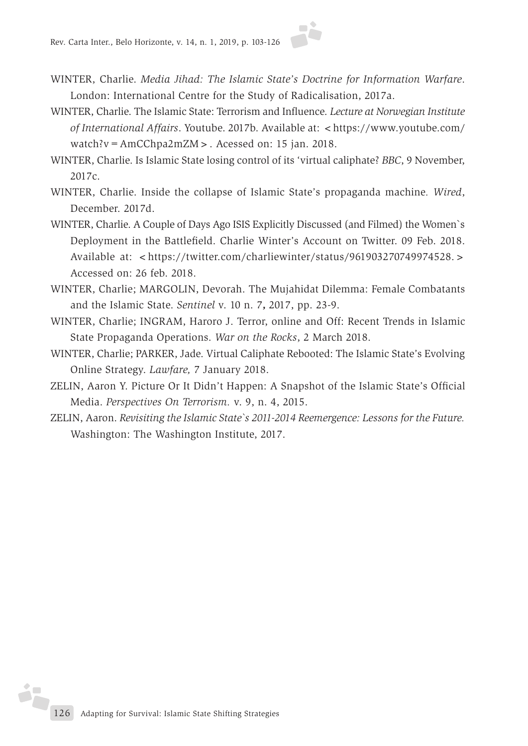WINTER, Charlie. *Media Jihad: The Islamic State's Doctrine for Information Warfare*. London: International Centre for the Study of Radicalisation, 2017a.

WINTER, Charlie. The Islamic State: Terrorism and Influence. *Lecture at Norwegian Institute of International Affairs*. Youtube. 2017b. Available at: <https://www.youtube.com/watch?v=AmCChpa2mZM>. Acessed on: 15 jan. 2018.

WINTER, Charlie. Is Islamic State losing control of its 'virtual caliphate? *BBC*, 9 November, 2017c.

WINTER, Charlie. Inside the collapse of Islamic State's propaganda machine. *Wired*, December. 2017d.

WINTER, Charlie. A Couple of Days Ago ISIS Explicitly Discussed (and Filmed) the Women`s Deployment in the Battlefield. Charlie Winter's Account on Twitter. 09 Feb. 2018. Available at: <https://twitter.com/charliewinter/status/961903270749974528.> Accessed on: 26 feb. 2018.

WINTER, Charlie; MARGOLIN, Devorah. The Mujahidat Dilemma: Female Combatants and the Islamic State. *Sentinel* v. 10 n. 7, 2017, pp. 23-9.

WINTER, Charlie; INGRAM, Haroro J. Terror, online and Off: Recent Trends in Islamic State Propaganda Operations. *War on the Rocks*, 2 March 2018.

WINTER, Charlie; PARKER, Jade. Virtual Caliphate Rebooted: The Islamic State's Evolving Online Strategy. *Lawfare,* 7 January 2018.

ZELIN, Aaron Y. Picture Or It Didn't Happen: A Snapshot of the Islamic State's Official Media. *Perspectives On Terrorism.* v. 9, n. 4, 2015.

ZELIN, Aaron. *Revisiting the Islamic State`s 2011-2014 Reemergence: Lessons for the Future.* Washington: The Washington Institute, 2017.